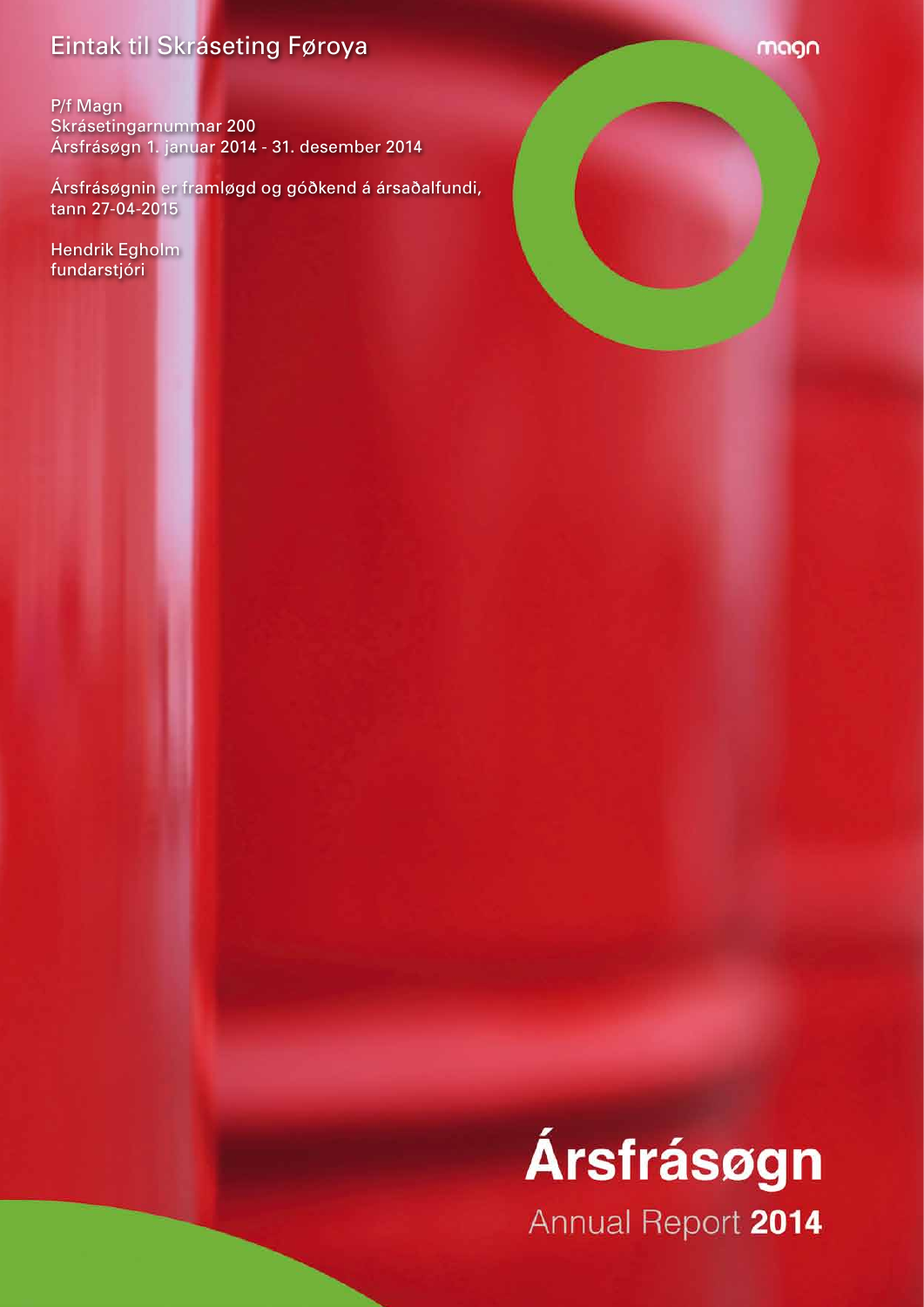Eintak til Skráseting Føroya

P/f Magn
Skrásetingarnummar 200
Ársfrásøgn 1. januar 2014 - 31. desember 2014

Ársfrásøgnin er framløgd og góðkend á ársaðalfundi, tann 27-04-2015

Hendrik Egholm
fundarstjóri

magn

# Ársfrásøgn

## Annual Report **2014**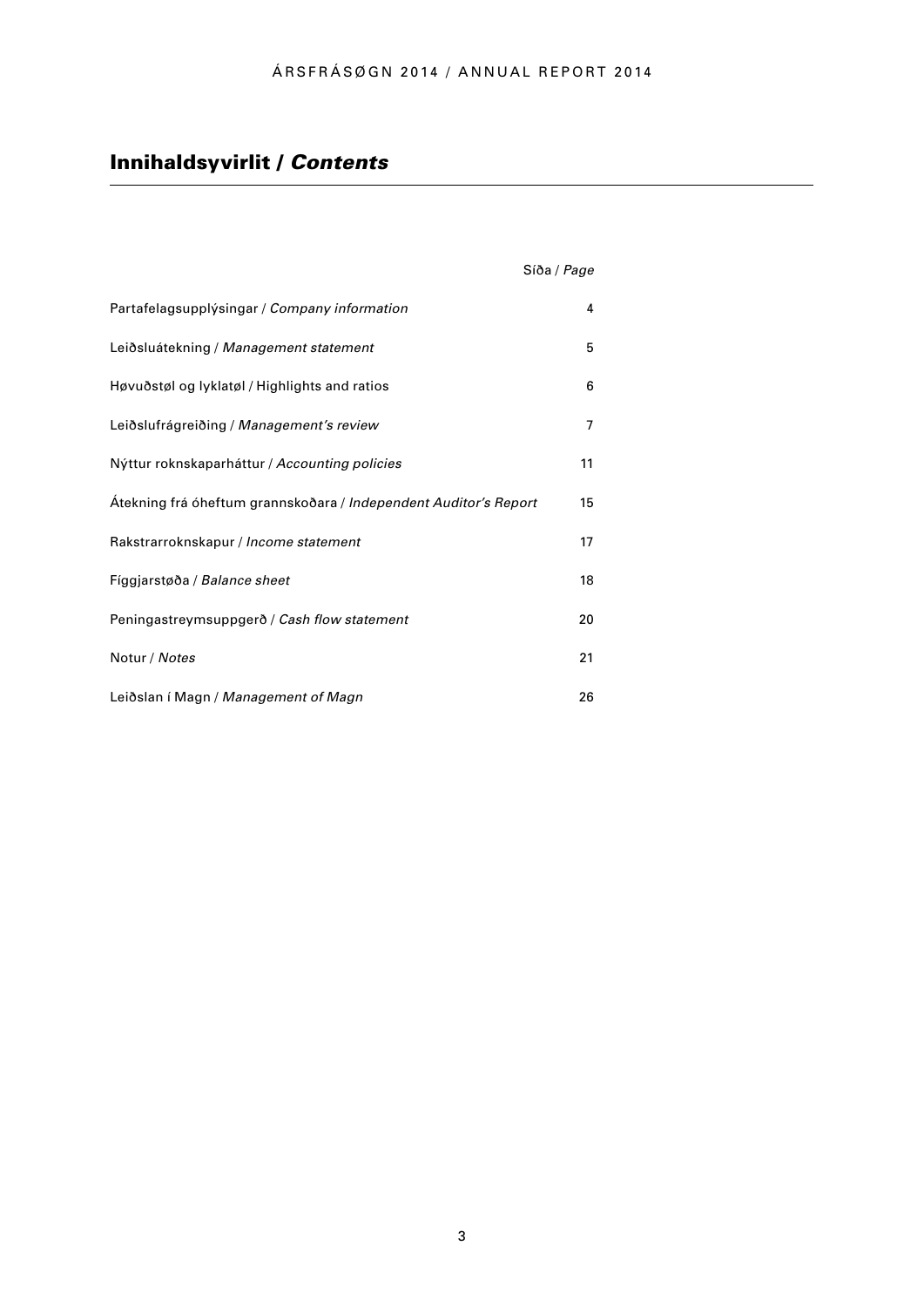# Innihaldsyvirlit / *Contents*

| | Síða / *Page* |
|---|---|
| Partafelagsupplýsingar / *Company information* | 4 |
| Leiðsluátekning / *Management statement* | 5 |
| Høvuðstøl og lyklatøl / Highlights and ratios | 6 |
| Leiðslufrágreiðing / *Management's review* | 7 |
| Nýttur roknskaparháttur / *Accounting policies* | 11 |
| Átekning frá óheftum grannskoðara / *Independent Auditor's Report* | 15 |
| Rakstrarroknskapur / *Income statement* | 17 |
| Fíggjarstøða / *Balance sheet* | 18 |
| Peningastreymsuppgerð / *Cash flow statement* | 20 |
| Notur / *Notes* | 21 |
| Leiðslan í Magn / *Management of Magn* | 26 |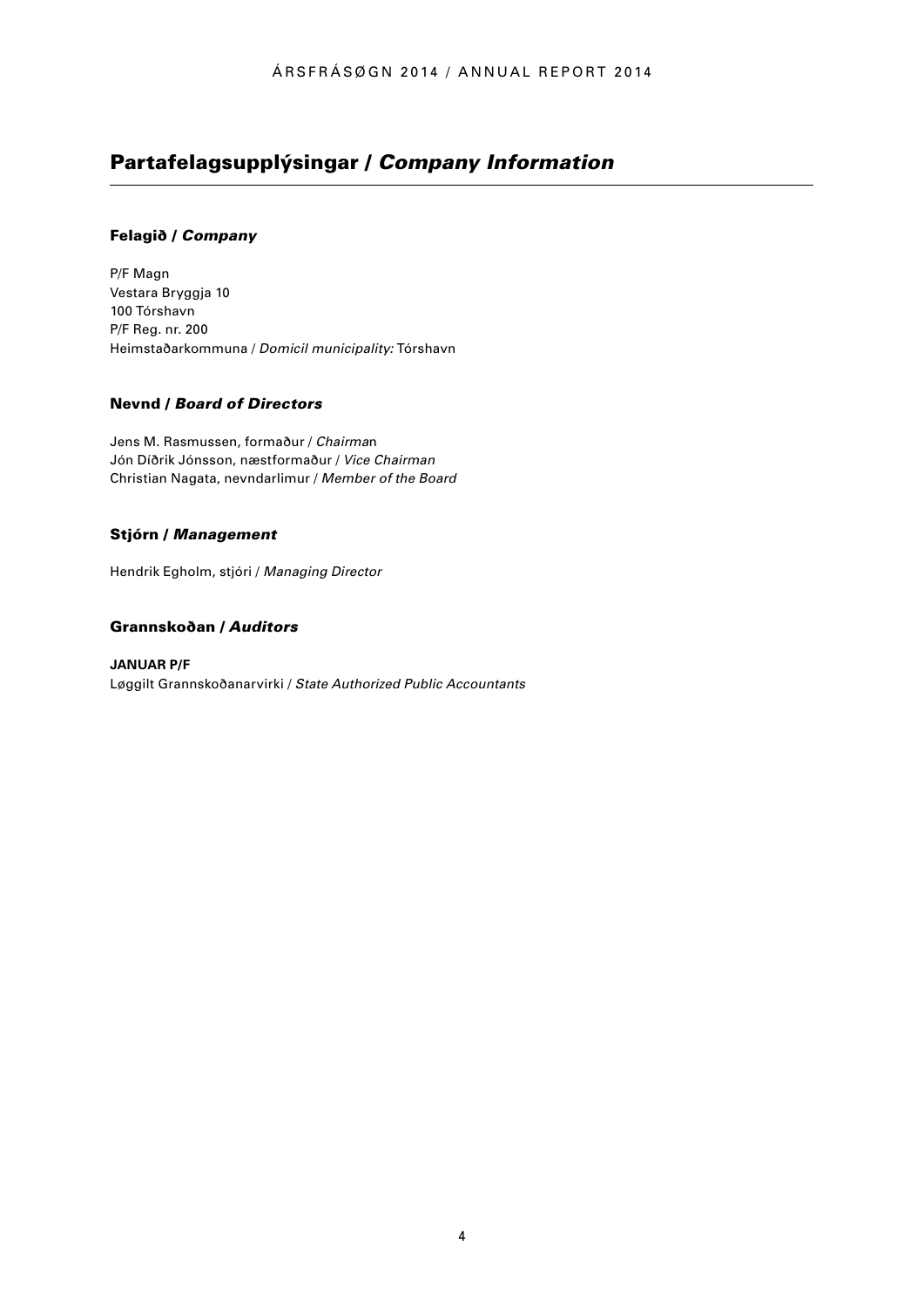# Partafelagsupplýsingar / *Company Information*

## Felagið / *Company*

P/F Magn
Vestara Bryggja 10
100 Tórshavn
P/F Reg. nr. 200
Heimstaðarkommuna / *Domicil municipality:* Tórshavn

## Nevnd / *Board of Directors*

Jens M. Rasmussen, formaður / *Chairman*
Jón Díðrik Jónsson, næstformaður / *Vice Chairman*
Christian Nagata, nevndarlimur / *Member of the Board*

## Stjórn / *Management*

Hendrik Egholm, stjóri / *Managing Director*

## Grannskoðan / *Auditors*

**JANUAR P/F**
Løggilt Grannskoðanarvirki / *State Authorized Public Accountants*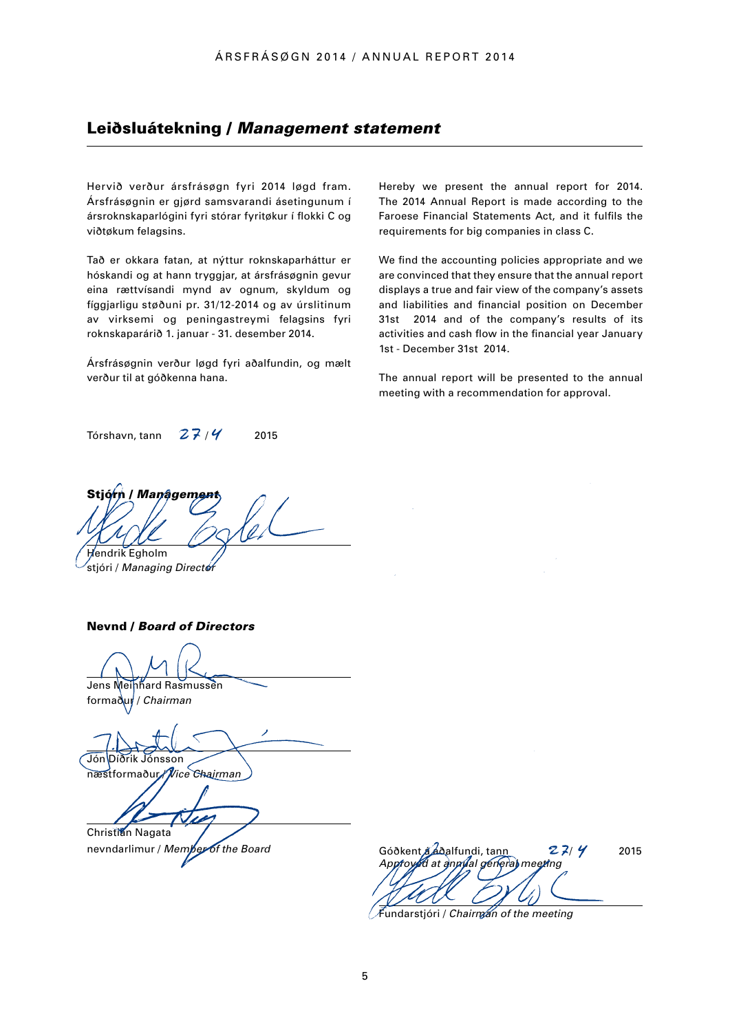## Leiðsluátekning / *Management statement*

Hervið verður ársfrásøgn fyri 2014 løgd fram. Ársfrásøgnin er gjørd samsvarandi ásetingunum í ársroknskaparlógini fyri stórar fyritøkur í flokki C og viðtøkum felagsins.

Tað er okkara fatan, at nýttur roknskaparháttur er hóskandi og at hann tryggjar, at ársfrásøgnin gevur eina rættvísandi mynd av ognum, skyldum og fíggjarligu støðuni pr. 31/12-2014 og av úrslitinum av virksemi og peningastreymi felagsins fyri roknskaparárið 1. januar - 31. desember 2014.

Ársfrásøgnin verður løgd fyri aðalfundin, og mælt verður til at góðkenna hana.

Hereby we present the annual report for 2014. The 2014 Annual Report is made according to the Faroese Financial Statements Act, and it fulfils the requirements for big companies in class C.

We find the accounting policies appropriate and we are convinced that they ensure that the annual report displays a true and fair view of the company's assets and liabilities and financial position on December 31st 2014 and of the company's results of its activities and cash flow in the financial year January 1st - December 31st 2014.

The annual report will be presented to the annual meeting with a recommendation for approval.

Tórshavn, tann 27/4 2015

**Stjórn / *Management***

Hendrik Egholm
stjóri / *Managing Director*

**Nevnd / *Board of Directors***

Jens Meinhard Rasmussen
formaður / *Chairman*

Jón Diðrik Jónsson
næstformaður / *Vice Chairman*

Christian Nagata
nevndarlimur / *Member of the Board*

Góðkent á aðalfundi, tann 27/4 2015
*Approved at annual general meeting*

Fundarstjóri / *Chairman of the meeting*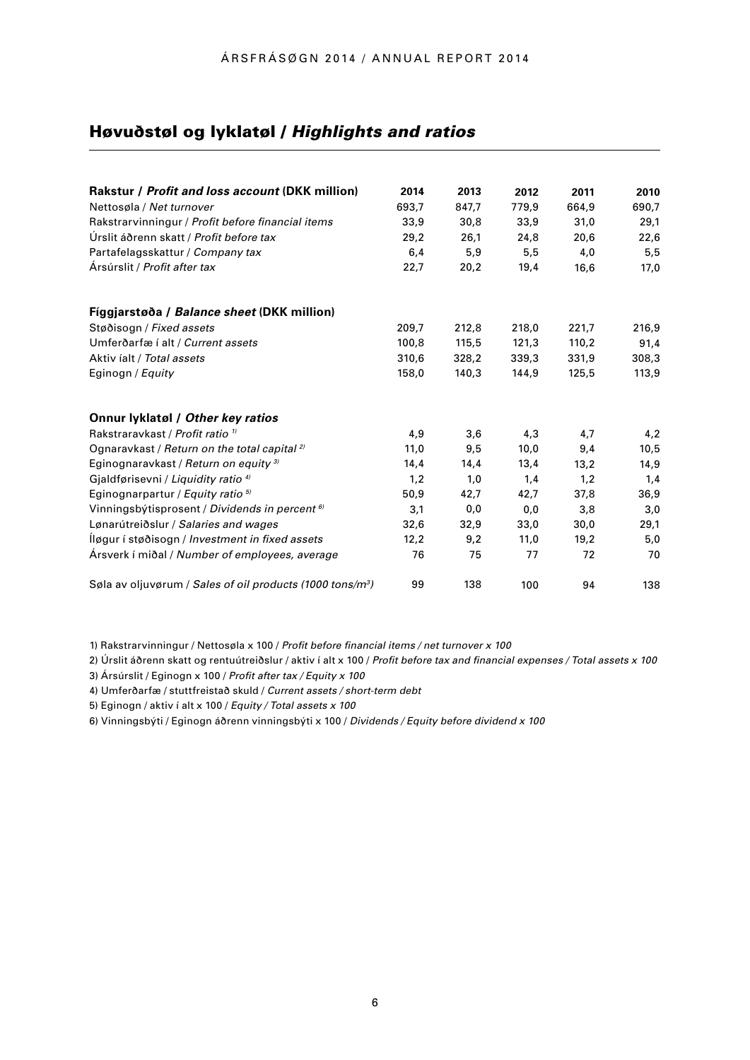## Høvuðstøl og lyklatøl / *Highlights and ratios*

| **Rakstur / *Profit and loss account* (DKK million)** | **2014** | **2013** | **2012** | **2011** | **2010** |
|---|---|---|---|---|---|
| Nettosøla / *Net turnover* | 693,7 | 847,7 | 779,9 | 664,9 | 690,7 |
| Rakstrarvinningur / *Profit before financial items* | 33,9 | 30,8 | 33,9 | 31,0 | 29,1 |
| Úrslit áðrenn skatt / *Profit before tax* | 29,2 | 26,1 | 24,8 | 20,6 | 22,6 |
| Partafelagsskattur / *Company tax* | 6,4 | 5,9 | 5,5 | 4,0 | 5,5 |
| Ársúrslit / *Profit after tax* | 22,7 | 20,2 | 19,4 | 16,6 | 17,0 |
| | | | | | |
| **Fíggjarstøða / *Balance sheet* (DKK million)** | | | | | |
| Støðisogn / *Fixed assets* | 209,7 | 212,8 | 218,0 | 221,7 | 216,9 |
| Umferðarfæ í alt / *Current assets* | 100,8 | 115,5 | 121,3 | 110,2 | 91,4 |
| Aktiv íalt / *Total assets* | 310,6 | 328,2 | 339,3 | 331,9 | 308,3 |
| Eginogn / *Equity* | 158,0 | 140,3 | 144,9 | 125,5 | 113,9 |
| | | | | | |
| **Onnur lyklatøl / *Other key ratios*** | | | | | |
| Rakstraravkast / *Profit ratio* [1] | 4,9 | 3,6 | 4,3 | 4,7 | 4,2 |
| Ognaravkast / *Return on the total capital* [2] | 11,0 | 9,5 | 10,0 | 9,4 | 10,5 |
| Eginognaravkast / *Return on equity* [3] | 14,4 | 14,4 | 13,4 | 13,2 | 14,9 |
| Gjaldførisevni / *Liquidity ratio* [4] | 1,2 | 1,0 | 1,4 | 1,2 | 1,4 |
| Eginognarpartur / *Equity ratio* [5] | 50,9 | 42,7 | 42,7 | 37,8 | 36,9 |
| Vinningsbýtisprosent / *Dividends in percent* [6] | 3,1 | 0,0 | 0,0 | 3,8 | 3,0 |
| Lønarútreiðslur / *Salaries and wages* | 32,6 | 32,9 | 33,0 | 30,0 | 29,1 |
| Íløgur í støðisogn / *Investment in fixed assets* | 12,2 | 9,2 | 11,0 | 19,2 | 5,0 |
| Ársverk í miðal / *Number of employees, average* | 76 | 75 | 77 | 72 | 70 |
| | | | | | |
| Søla av oljuvørum / *Sales of oil products (1000 tons/m$^3$)* | 99 | 138 | 100 | 94 | 138 |

1) Rakstrarvinningur / Nettosøla x 100 / *Profit before financial items / net turnover x 100*

2) Úrslit áðrenn skatt og rentuútreiðslur / aktiv í alt x 100 / *Profit before tax and financial expenses / Total assets x 100*

3) Ársúrslit / Eginogn x 100 / *Profit after tax / Equity x 100*

4) Umferðarfæ / stuttfreistað skuld / *Current assets / short-term debt*

5) Eginogn / aktiv í alt x 100 / *Equity / Total assets x 100*

6) Vinningsbýti / Eginogn áðrenn vinningsbýti x 100 / *Dividends / Equity before dividend x 100*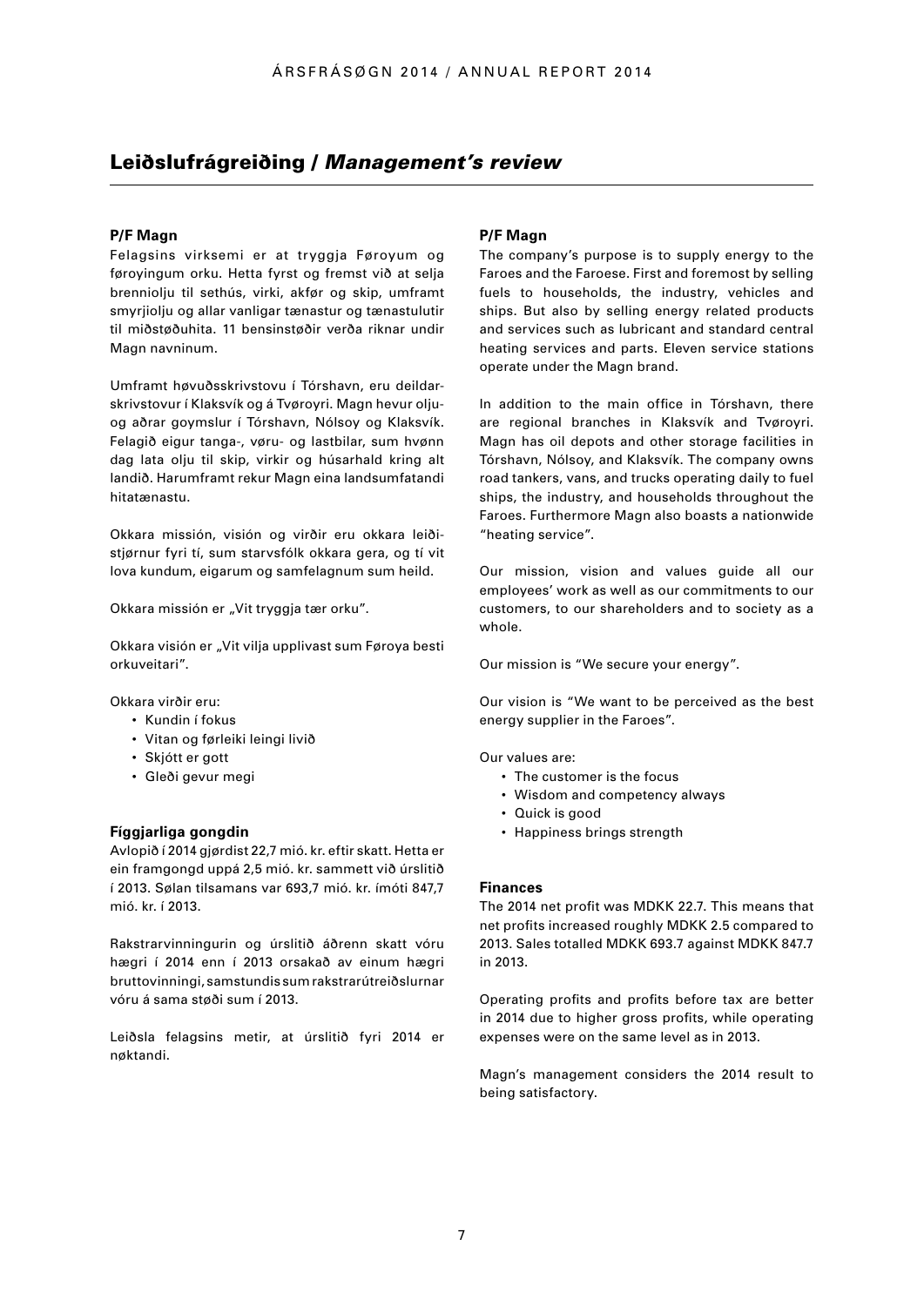## Leiðslufrágreiðing / *Management's review*

**P/F Magn**

Felagsins virksemi er at tryggja Føroyum og føroyingum orku. Hetta fyrst og fremst við at selja brenniolju til sethús, virki, akfør og skip, umframt smyrjiolju og allar vanligar tænastur og tænastulutir til miðstøðuhita. 11 bensinstøðir verða riknar undir Magn navninum.

Umframt høvuðsskrivstovu í Tórshavn, eru deildarskrivstovur í Klaksvík og á Tvøroyri. Magn hevur oljuog aðrar goymslur í Tórshavn, Nólsoy og Klaksvík. Felagið eigur tanga-, vøru- og lastbilar, sum hvønn dag lata olju til skip, virkir og húsarhald kring alt landið. Harumframt rekur Magn eina landsumfatandi hitatænastu.

Okkara missión, visión og virðir eru okkara leiðistjørnur fyri tí, sum starvsfólk okkara gera, og tí vit lova kundum, eigarum og samfelagnum sum heild.

Okkara missión er „Vit tryggja tær orku".

Okkara visión er „Vit vilja upplivast sum Føroya besti orkuveitari".

Okkara virðir eru:

- Kundin í fokus
- Vitan og førleiki leingi livið
- Skjótt er gott
- Gleði gevur megi

**Fíggjarliga gongdin**

Avlopið í 2014 gjørdist 22,7 mió. kr. eftir skatt. Hetta er ein framgongd uppá 2,5 mió. kr. sammett við úrslitið í 2013. Sølan tilsamans var 693,7 mió. kr. ímóti 847,7 mió. kr. í 2013.

Rakstrarvinningurin og úrslitið áðrenn skatt vóru hægri í 2014 enn í 2013 orsakað av einum hægri bruttovinningi, samstundis sum rakstrarútreiðslurnar vóru á sama støði sum í 2013.

Leiðsla felagsins metir, at úrslitið fyri 2014 er nøktandi.

**P/F Magn**

The company's purpose is to supply energy to the Faroes and the Faroese. First and foremost by selling fuels to households, the industry, vehicles and ships. But also by selling energy related products and services such as lubricant and standard central heating services and parts. Eleven service stations operate under the Magn brand.

In addition to the main office in Tórshavn, there are regional branches in Klaksvík and Tvøroyri. Magn has oil depots and other storage facilities in Tórshavn, Nólsoy, and Klaksvík. The company owns road tankers, vans, and trucks operating daily to fuel ships, the industry, and households throughout the Faroes. Furthermore Magn also boasts a nationwide "heating service".

Our mission, vision and values guide all our employees' work as well as our commitments to our customers, to our shareholders and to society as a whole.

Our mission is "We secure your energy".

Our vision is "We want to be perceived as the best energy supplier in the Faroes".

Our values are:

- The customer is the focus
- Wisdom and competency always
- Quick is good
- Happiness brings strength

**Finances**

The 2014 net profit was MDKK 22.7. This means that net profits increased roughly MDKK 2.5 compared to 2013. Sales totalled MDKK 693.7 against MDKK 847.7 in 2013.

Operating profits and profits before tax are better in 2014 due to higher gross profits, while operating expenses were on the same level as in 2013.

Magn's management considers the 2014 result to being satisfactory.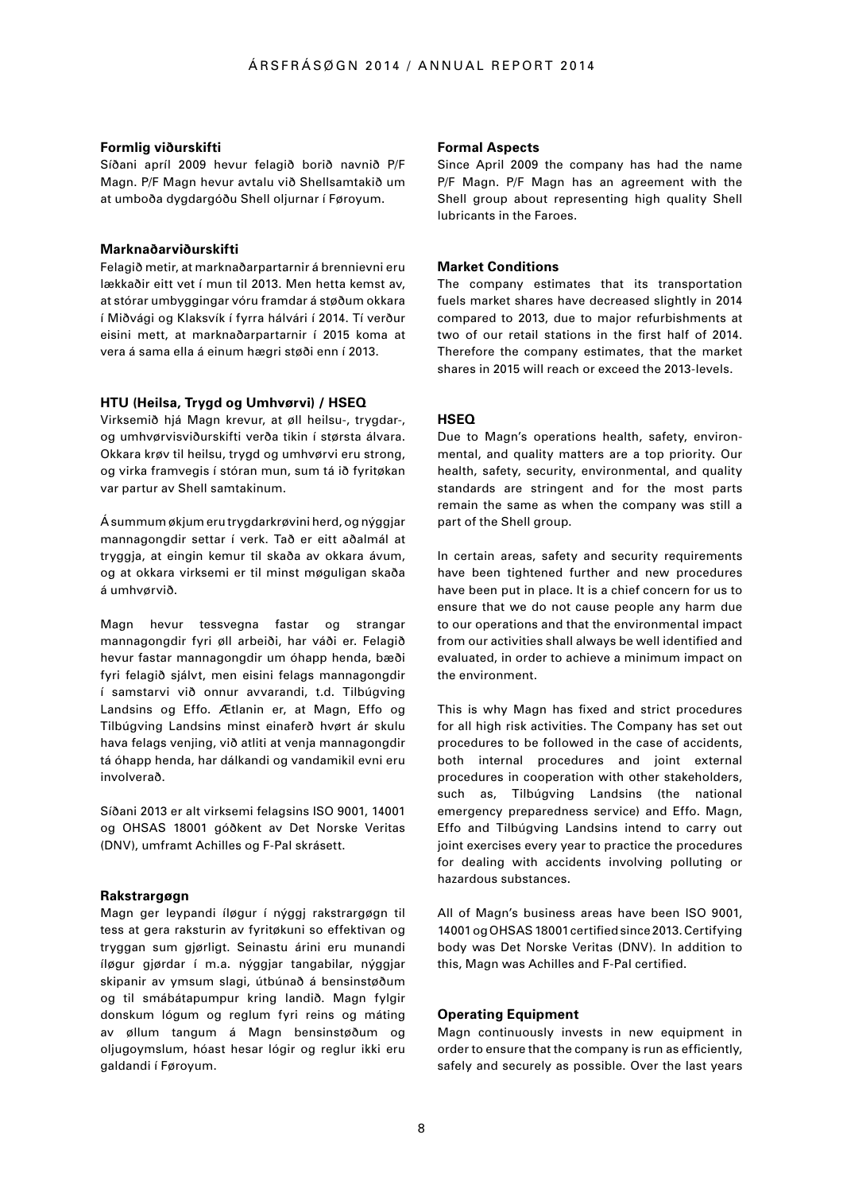### Formlig viðurskifti

Síðani apríl 2009 hevur felagið borið navnið P/F Magn. P/F Magn hevur avtalu við Shellsamtakið um at umboða dygdargóðu Shell oljurnar í Føroyum.

### Marknaðarviðurskifti

Felagið metir, at marknaðarpartarnir á brennievni eru lækkaðir eitt vet í mun til 2013. Men hetta kemst av, at stórar umbyggingar vóru framdar á støðum okkara í Miðvági og Klaksvík í fyrra hálvári í 2014. Tí verður eisini mett, at marknaðarpartarnir í 2015 koma at vera á sama ella á einum hægri støði enn í 2013.

### HTU (Heilsa, Trygd og Umhvørvi) / HSEQ

Virksemið hjá Magn krevur, at øll heilsu-, trygdar-, og umhvørvisviðurskifti verða tikin í størsta álvara. Okkara krøv til heilsu, trygd og umhvørvi eru strong, og virka framvegis í stóran mun, sum tá ið fyritøkan var partur av Shell samtakinum.

Á summum økjum eru trygdarkrøvini herd, og nýggjar mannagongdir settar í verk. Tað er eitt aðalmál at tryggja, at eingin kemur til skaða av okkara ávum, og at okkara virksemi er til minst møguligan skaða á umhvørvið.

Magn hevur tessvegna fastar og strangar mannagongdir fyri øll arbeiði, har váði er. Felagið hevur fastar mannagongdir um óhapp henda, bæði fyri felagið sjálvt, men eisini felags mannagongdir í samstarvi við onnur avvarandi, t.d. Tilbúgving Landsins og Effo. Ætlanin er, at Magn, Effo og Tilbúgving Landsins minst einaferð hvørt ár skulu hava felags venjing, við atliti at venja mannagongdir tá óhapp henda, har dálkandi og vandamikil evni eru involverað.

Síðani 2013 er alt virksemi felagsins ISO 9001, 14001 og OHSAS 18001 góðkent av Det Norske Veritas (DNV), umframt Achilles og F-Pal skrásett.

### Rakstrargøgn

Magn ger leypandi íløgur í nýggj rakstrargøgn til tess at gera raksturin av fyritøkuni so effektivan og tryggan sum gjørligt. Seinastu árini eru munandi íløgur gjørdar í m.a. nýggjar tangabilar, nýggjar skipanir av ymsum slagi, útbúnað á bensinstøðum og til smábátapumpur kring landið. Magn fylgir donskum lógum og reglum fyri reins og máting av øllum tangum á Magn bensinstøðum og oljugoymslum, hóast hesar lógir og reglur ikki eru galdandi í Føroyum.

### Formal Aspects

Since April 2009 the company has had the name P/F Magn. P/F Magn has an agreement with the Shell group about representing high quality Shell lubricants in the Faroes.

### Market Conditions

The company estimates that its transportation fuels market shares have decreased slightly in 2014 compared to 2013, due to major refurbishments at two of our retail stations in the first half of 2014. Therefore the company estimates, that the market shares in 2015 will reach or exceed the 2013-levels.

### HSEQ

Due to Magn's operations health, safety, environmental, and quality matters are a top priority. Our health, safety, security, environmental, and quality standards are stringent and for the most parts remain the same as when the company was still a part of the Shell group.

In certain areas, safety and security requirements have been tightened further and new procedures have been put in place. It is a chief concern for us to ensure that we do not cause people any harm due to our operations and that the environmental impact from our activities shall always be well identified and evaluated, in order to achieve a minimum impact on the environment.

This is why Magn has fixed and strict procedures for all high risk activities. The Company has set out procedures to be followed in the case of accidents, both internal procedures and joint external procedures in cooperation with other stakeholders, such as, Tilbúgving Landsins (the national emergency preparedness service) and Effo. Magn, Effo and Tilbúgving Landsins intend to carry out joint exercises every year to practice the procedures for dealing with accidents involving polluting or hazardous substances.

All of Magn's business areas have been ISO 9001, 14001 og OHSAS 18001 certified since 2013. Certifying body was Det Norske Veritas (DNV). In addition to this, Magn was Achilles and F-Pal certified.

### Operating Equipment

Magn continuously invests in new equipment in order to ensure that the company is run as efficiently, safely and securely as possible. Over the last years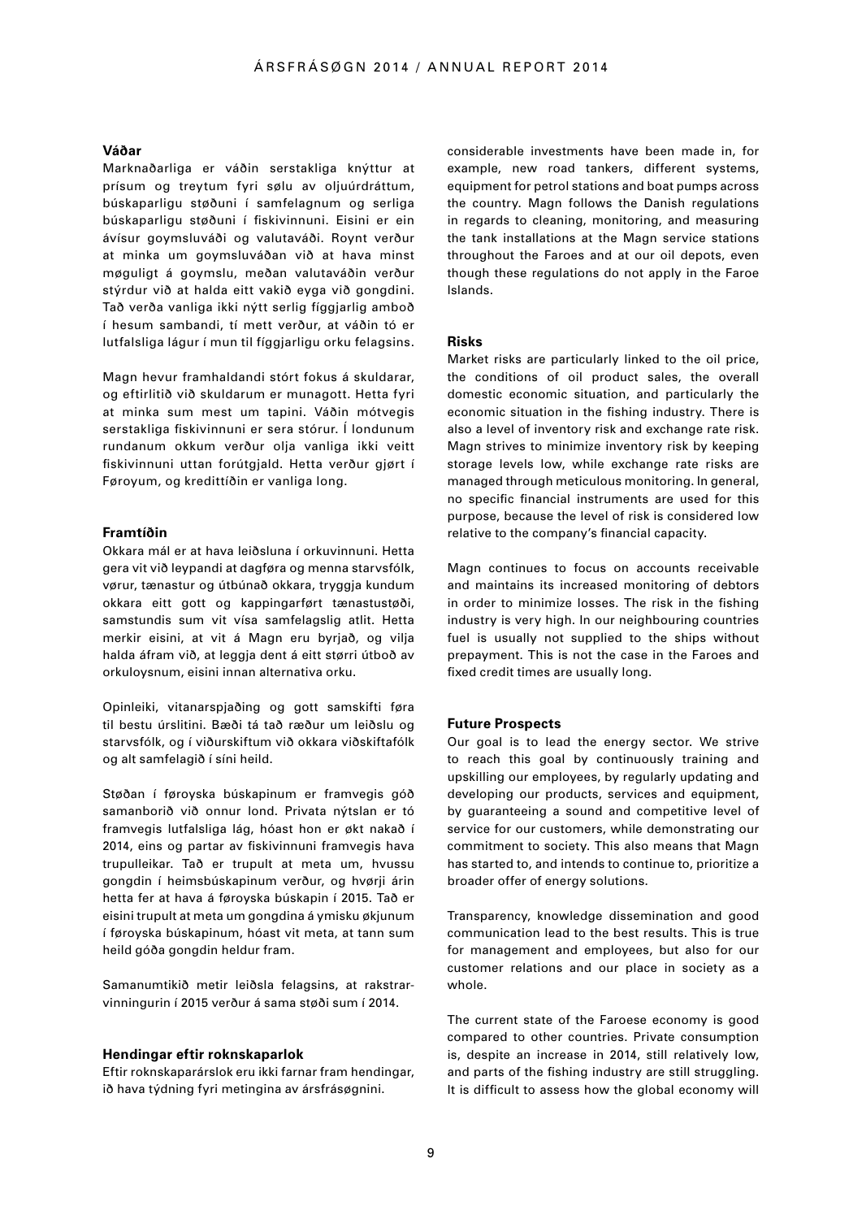### Váðar

Marknaðarliga er váðin serstakliga knýttur at prísum og treytum fyri sølu av oljuúrdráttum, búskaparligu støðuni í samfelagnum og serliga búskaparligu støðuni í fiskivinnuni. Eisini er ein ávísur goymsluváði og valutaváði. Roynt verður at minka um goymsluváðan við at hava minst møguligt á goymslu, meðan valutaváðin verður stýrdur við at halda eitt vakið eyga við gongdini. Tað verða vanliga ikki nýtt serlig fíggjarlig amboð í hesum sambandi, tí mett verður, at váðin tó er lutfalsliga lágur í mun til fíggjarligu orku felagsins.

Magn hevur framhaldandi stórt fokus á skuldarar, og eftirlitið við skuldarum er munagott. Hetta fyri at minka sum mest um tapini. Váðin mótvegis serstakliga fiskivinnuni er sera stórur. Í londunum rundanum okkum verður olja vanliga ikki veitt fiskivinnuni uttan forútgjald. Hetta verður gjørt í Føroyum, og kredittíðin er vanliga long.

### Framtíðin

Okkara mál er at hava leiðsluna í orkuvinnuni. Hetta gera vit við leypandi at dagføra og menna starvsfólk, vørur, tænastur og útbúnað okkara, tryggja kundum okkara eitt gott og kappingarført tænastustøði, samstundis sum vit vísa samfelagslig atlit. Hetta merkir eisini, at vit á Magn eru byrjað, og vilja halda áfram við, at leggja dent á eitt størri útboð av orkuloysnum, eisini innan alternativa orku.

Opinleiki, vitanarspjaðing og gott samskifti føra til bestu úrslitini. Bæði tá tað ræður um leiðslu og starvsfólk, og í viðurskiftum við okkara viðskiftafólk og alt samfelagið í síni heild.

Støðan í føroyska búskapinum er framvegis góð samanborið við onnur lond. Privata nýtslan er tó framvegis lutfalsliga lág, hóast hon er økt nakað í 2014, eins og partar av fiskivinnuni framvegis hava trupulleikar. Tað er trupult at meta um, hvussu gongdin í heimsbúskapinum verður, og hvørji árin hetta fer at hava á føroyska búskapin í 2015. Tað er eisini trupult at meta um gongdina á ymisku økjunum í føroyska búskapinum, hóast vit meta, at tann sum heild góða gongdin heldur fram.

Samanumtikið metir leiðsla felagsins, at rakstrarvinningurin í 2015 verður á sama støði sum í 2014.

### Hendingar eftir roknskaparlok

Eftir roknskaparárslok eru ikki farnar fram hendingar, ið hava týdning fyri metingina av ársfrásøgnini.

considerable investments have been made in, for example, new road tankers, different systems, equipment for petrol stations and boat pumps across the country. Magn follows the Danish regulations in regards to cleaning, monitoring, and measuring the tank installations at the Magn service stations throughout the Faroes and at our oil depots, even though these regulations do not apply in the Faroe Islands.

### Risks

Market risks are particularly linked to the oil price, the conditions of oil product sales, the overall domestic economic situation, and particularly the economic situation in the fishing industry. There is also a level of inventory risk and exchange rate risk. Magn strives to minimize inventory risk by keeping storage levels low, while exchange rate risks are managed through meticulous monitoring. In general, no specific financial instruments are used for this purpose, because the level of risk is considered low relative to the company's financial capacity.

Magn continues to focus on accounts receivable and maintains its increased monitoring of debtors in order to minimize losses. The risk in the fishing industry is very high. In our neighbouring countries fuel is usually not supplied to the ships without prepayment. This is not the case in the Faroes and fixed credit times are usually long.

### Future Prospects

Our goal is to lead the energy sector. We strive to reach this goal by continuously training and upskilling our employees, by regularly updating and developing our products, services and equipment, by guaranteeing a sound and competitive level of service for our customers, while demonstrating our commitment to society. This also means that Magn has started to, and intends to continue to, prioritize a broader offer of energy solutions.

Transparency, knowledge dissemination and good communication lead to the best results. This is true for management and employees, but also for our customer relations and our place in society as a whole.

The current state of the Faroese economy is good compared to other countries. Private consumption is, despite an increase in 2014, still relatively low, and parts of the fishing industry are still struggling. It is difficult to assess how the global economy will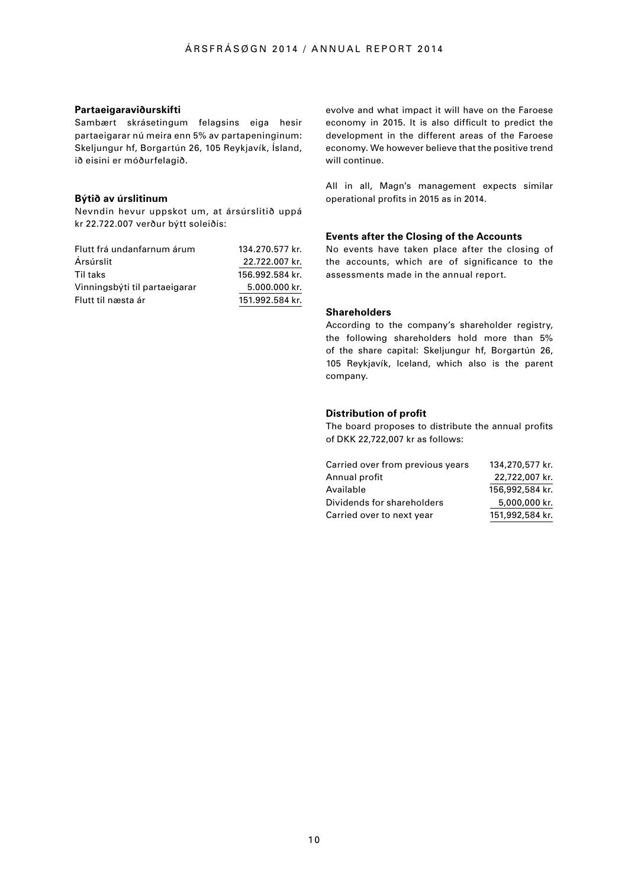### Partaeigaraviðurskifti

Sambært skrásetingum felagsins eiga hesir partaeigarar nú meira enn 5% av partapeninginum: Skeljungur hf, Borgartún 26, 105 Reykjavík, Ísland, ið eisini er móðurfelagið.

### Býtið av úrslitinum

Nevndin hevur uppskot um, at ársúrslitið uppá kr 22.722.007 verður býtt soleiðis:

| | |
|---|---|
| Flutt frá undanfarnum árum | 134.270.577 kr. |
| Ársúrslit | 22.722.007 kr. |
| Til taks | 156.992.584 kr. |
| Vinningsbýti til partaeigarar | 5.000.000 kr. |
| Flutt til næsta ár | 151.992.584 kr. |

evolve and what impact it will have on the Faroese economy in 2015. It is also difficult to predict the development in the different areas of the Faroese economy. We however believe that the positive trend will continue.

All in all, Magn's management expects similar operational profits in 2015 as in 2014.

### Events after the Closing of the Accounts

No events have taken place after the closing of the accounts, which are of significance to the assessments made in the annual report.

### Shareholders

According to the company's shareholder registry, the following shareholders hold more than 5% of the share capital: Skeljungur hf, Borgartún 26, 105 Reykjavík, Iceland, which also is the parent company.

### Distribution of profit

The board proposes to distribute the annual profits of DKK 22,722,007 kr as follows:

| | |
|---|---|
| Carried over from previous years | 134,270,577 kr. |
| Annual profit | 22,722,007 kr. |
| Available | 156,992,584 kr. |
| Dividends for shareholders | 5,000,000 kr. |
| Carried over to next year | 151,992,584 kr. |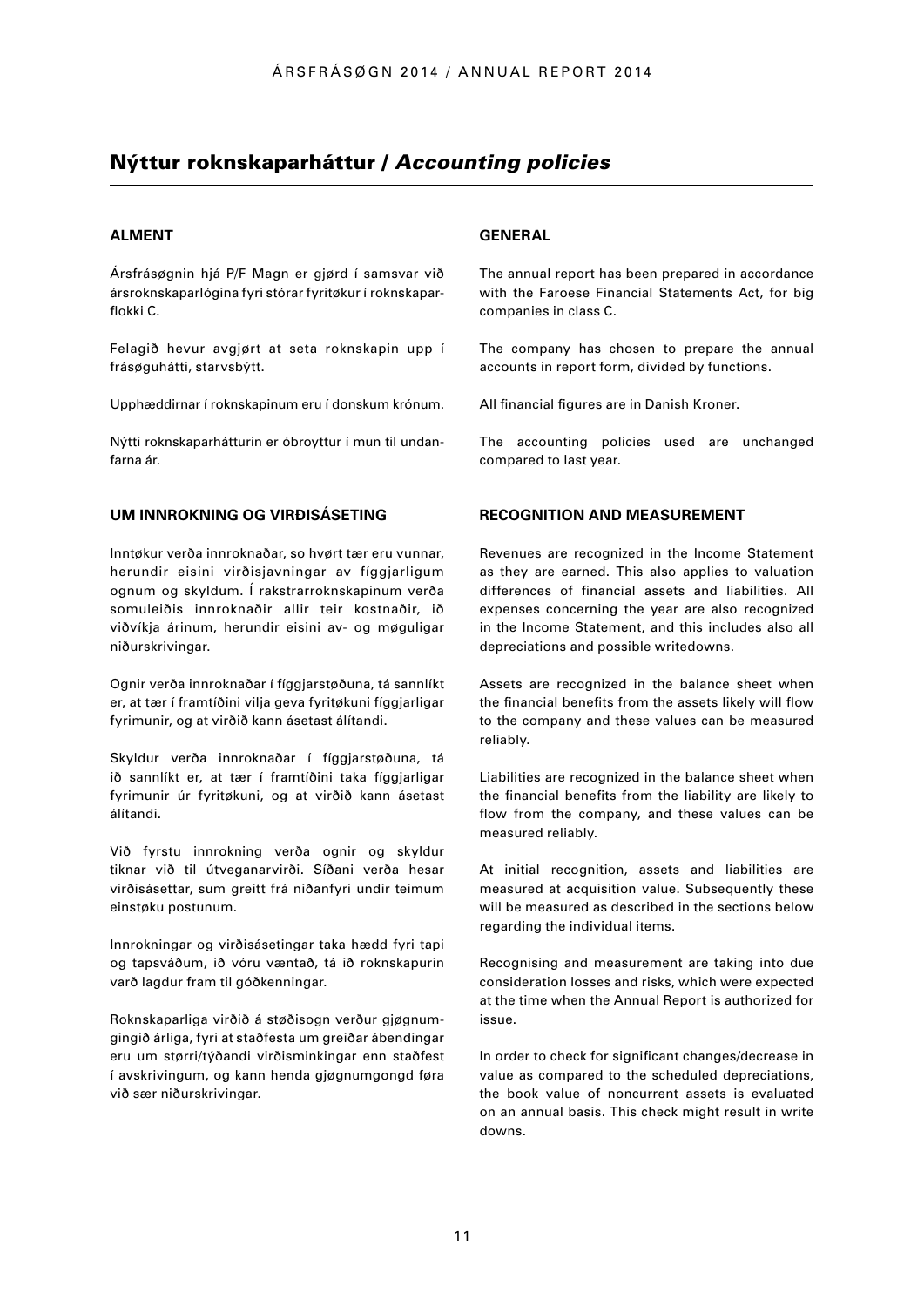## Nýttur roknskaparháttur / *Accounting policies*

### ALMENT

Ársfrásøgnin hjá P/F Magn er gjørd í samsvar við ársroknskaparlógina fyri stórar fyritøkur í roknskaparflokki C.

Felagið hevur avgjørt at seta roknskapin upp í frásøguhátti, starvsbýtt.

Upphæddirnar í roknskapinum eru í donskum krónum.

Nýtti roknskaparhátturin er óbroyttur í mun til undanfarna ár.

### GENERAL

The annual report has been prepared in accordance with the Faroese Financial Statements Act, for big companies in class C.

The company has chosen to prepare the annual accounts in report form, divided by functions.

All financial figures are in Danish Kroner.

The accounting policies used are unchanged compared to last year.

### UM INNROKNING OG VIRÐISÁSETING

Inntøkur verða innroknaðar, so hvørt tær eru vunnar, herundir eisini virðisjavningar av fíggjarligum ognum og skyldum. Í rakstrarroknskapinum verða somuleiðis innroknaðir allir teir kostnaðir, ið viðvíkja árinum, herundir eisini av- og møguligar niðurskrivingar.

Ognir verða innroknaðar í fíggjarstøðuna, tá sannlíkt er, at tær í framtíðini vilja geva fyritøkuni fíggjarligar fyrimunir, og at virðið kann ásetast álítandi.

Skyldur verða innroknaðar í fíggjarstøðuna, tá ið sannlíkt er, at tær í framtíðini taka fíggjarligar fyrimunir úr fyritøkuni, og at virðið kann ásetast álítandi.

Við fyrstu innrokning verða ognir og skyldur tiknar við til útveganarvirði. Síðani verða hesar virðisásettar, sum greitt frá niðanfyri undir teimum einstøku postunum.

Innrokningar og virðisásetingar taka hædd fyri tapi og tapsváðum, ið vóru væntað, tá ið roknskapurin varð lagdur fram til góðkenningar.

Roknskaparliga virðið á støðisogn verður gjøgnumgingið árliga, fyri at staðfesta um greiðar ábendingar eru um størri/týðandi virðisminkingar enn staðfest í avskrivingum, og kann henda gjøgnumgongd føra við sær niðurskrivingar.

### RECOGNITION AND MEASUREMENT

Revenues are recognized in the Income Statement as they are earned. This also applies to valuation differences of financial assets and liabilities. All expenses concerning the year are also recognized in the Income Statement, and this includes also all depreciations and possible writedowns.

Assets are recognized in the balance sheet when the financial benefits from the assets likely will flow to the company and these values can be measured reliably.

Liabilities are recognized in the balance sheet when the financial benefits from the liability are likely to flow from the company, and these values can be measured reliably.

At initial recognition, assets and liabilities are measured at acquisition value. Subsequently these will be measured as described in the sections below regarding the individual items.

Recognising and measurement are taking into due consideration losses and risks, which were expected at the time when the Annual Report is authorized for issue.

In order to check for significant changes/decrease in value as compared to the scheduled depreciations, the book value of noncurrent assets is evaluated on an annual basis. This check might result in write downs.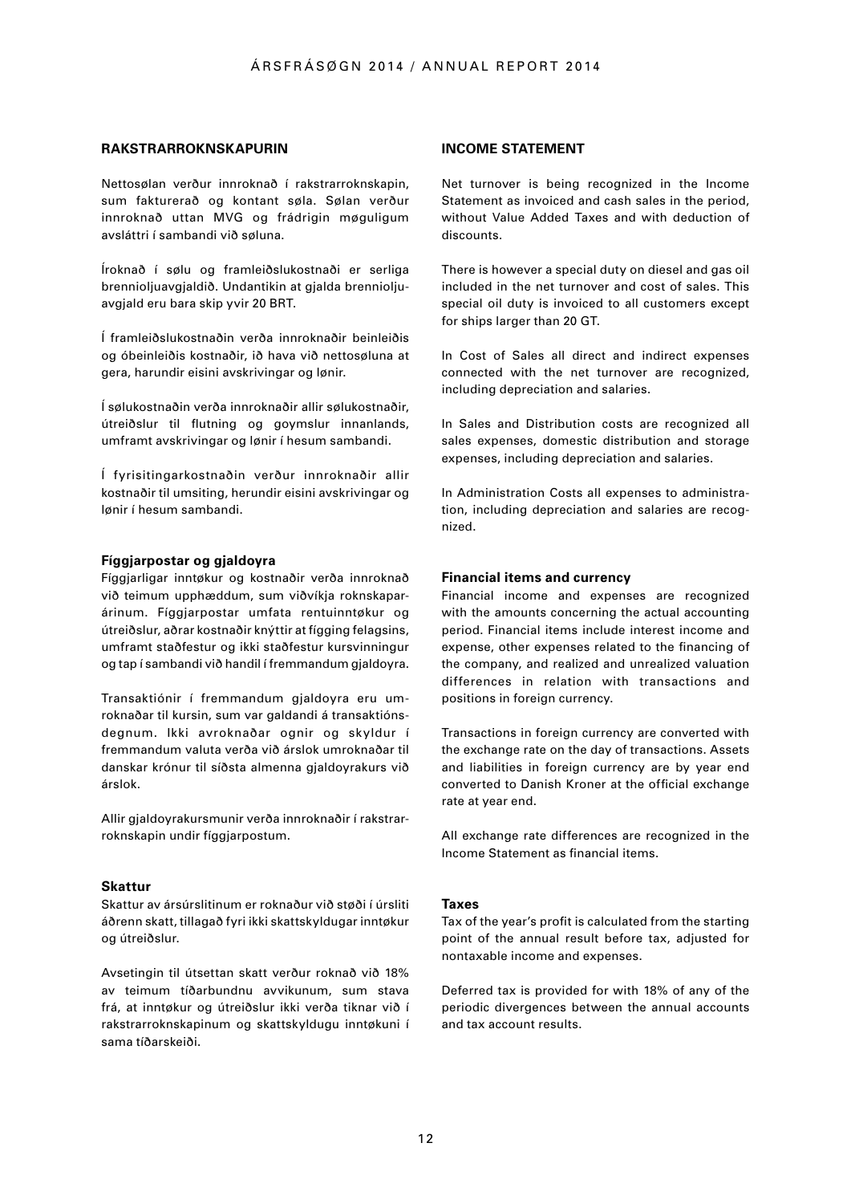## RAKSTRARROKNSKAPURIN

Nettosølan verður innroknað í rakstrarroknskapin, sum fakturerað og kontant søla. Sølan verður innroknað uttan MVG og frádrigin møguligum avsláttri í sambandi við søluna.

Íroknað í sølu og framleiðslukostnaði er serliga brennioljuavgjaldið. Undantikin at gjalda brennioljuavgjald eru bara skip yvir 20 BRT.

Í framleiðslukostnaðin verða innroknaðir beinleiðis og óbeinleiðis kostnaðir, ið hava við nettosøluna at gera, harundir eisini avskrivingar og lønir.

Í sølukostnaðin verða innroknaðir allir sølukostnaðir, útreiðslur til flutning og goymslur innanlands, umframt avskrivingar og lønir í hesum sambandi.

Í fyrisitingarkostnaðin verður innroknaðir allir kostnaðir til umsiting, herundir eisini avskrivingar og lønir í hesum sambandi.

### Fíggjarpostar og gjaldoyra

Fíggjarligar inntøkur og kostnaðir verða innroknað við teimum upphæddum, sum viðvíkja roknskapar-árinum. Fíggjarpostar umfata rentuinntøkur og útreiðslur, aðrar kostnaðir knýttir at fígging felagsins, umframt staðfestur og ikki staðfestur kursvinningur og tap í sambandi við handil í fremmandum gjaldoyra.

Transaktiónir í fremmandum gjaldoyra eru umroknaðar til kursin, sum var galdandi á transaktiónsdegnum. Ikki avroknaðar ognir og skyldur í fremmandum valuta verða við árslok umroknaðar til danskar krónur til síðsta almenna gjaldoyrakurs við árslok.

Allir gjaldoyrakursmunir verða innroknaðir í rakstrarroknskapin undir fíggjarpostum.

### Skattur

Skattur av ársúrslitinum er roknaður við støði í úrsliti áðrenn skatt, tillagað fyri ikki skattskyldugar inntøkur og útreiðslur.

Avsetingin til útsettan skatt verður roknað við 18% av teimum tíðarbundnu avvikunum, sum stava frá, at inntøkur og útreiðslur ikki verða tiknar við í rakstrarroknskapinum og skattskyldugu inntøkuni í sama tíðarskeiði.

## INCOME STATEMENT

Net turnover is being recognized in the Income Statement as invoiced and cash sales in the period, without Value Added Taxes and with deduction of discounts.

There is however a special duty on diesel and gas oil included in the net turnover and cost of sales. This special oil duty is invoiced to all customers except for ships larger than 20 GT.

In Cost of Sales all direct and indirect expenses connected with the net turnover are recognized, including depreciation and salaries.

In Sales and Distribution costs are recognized all sales expenses, domestic distribution and storage expenses, including depreciation and salaries.

In Administration Costs all expenses to administration, including depreciation and salaries are recognized.

### Financial items and currency

Financial income and expenses are recognized with the amounts concerning the actual accounting period. Financial items include interest income and expense, other expenses related to the financing of the company, and realized and unrealized valuation differences in relation with transactions and positions in foreign currency.

Transactions in foreign currency are converted with the exchange rate on the day of transactions. Assets and liabilities in foreign currency are by year end converted to Danish Kroner at the official exchange rate at year end.

All exchange rate differences are recognized in the Income Statement as financial items.

### Taxes

Tax of the year's profit is calculated from the starting point of the annual result before tax, adjusted for nontaxable income and expenses.

Deferred tax is provided for with 18% of any of the periodic divergences between the annual accounts and tax account results.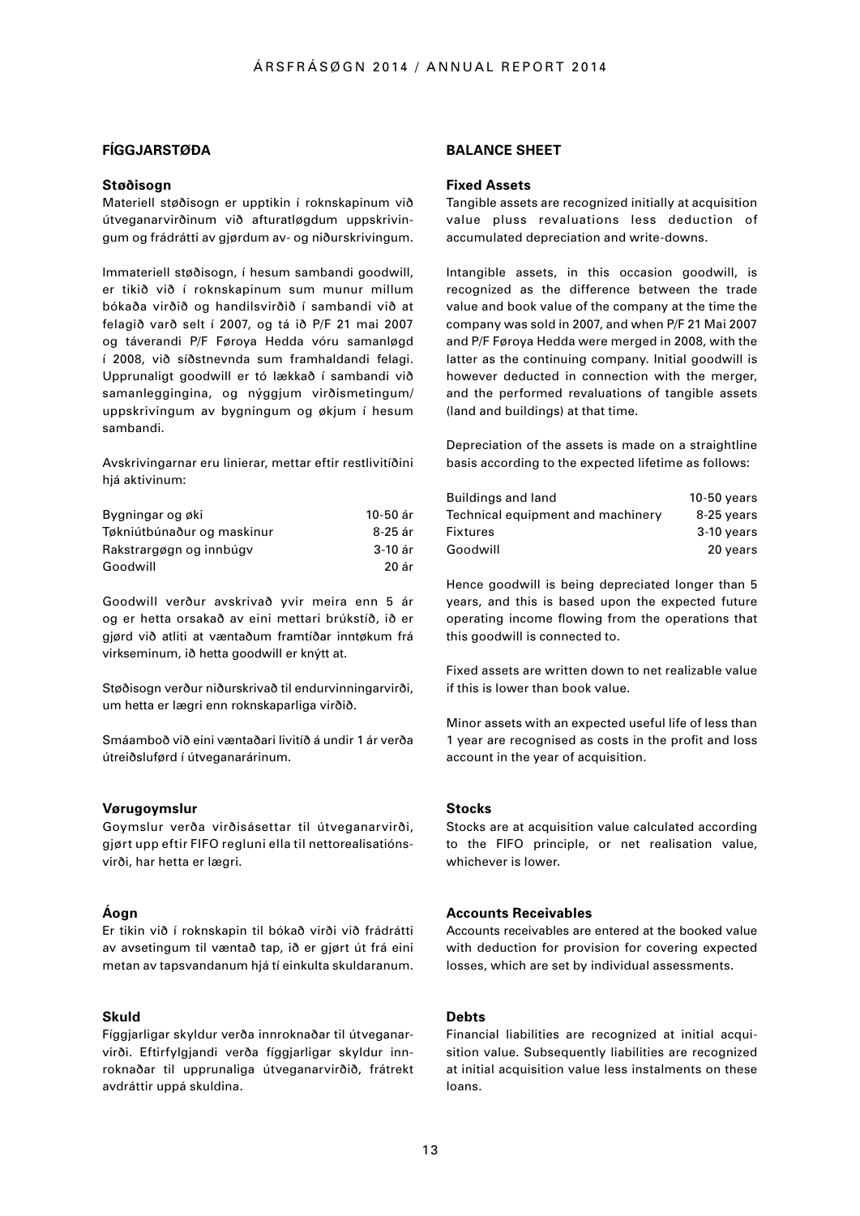## FÍGGJARSTØÐA

### Støðisogn

Materiell støðisogn er upptikin í roknskapinum við útveganarvirðinum við afturatløgdum uppskrivingum og frádrátti av gjørdum av- og niðurskrivingum.

Immateriell støðisogn, í hesum sambandi goodwill, er tikið við í roknskapinum sum munur millum bókaða virðið og handilsvirðið í sambandi við at felagið varð selt í 2007, og tá ið P/F 21 mai 2007 og táverandi P/F Føroya Hedda vóru samanløgd í 2008, við síðstnevnda sum framhaldandi felagi. Upprunaligt goodwill er tó lækkað í sambandi við samanleggingina, og nýggjum virðismetingum/ uppskrivingum av bygningum og økjum í hesum sambandi.

Avskrivingarnar eru linierar, mettar eftir restlivitíðini hjá aktivinum:

| | |
|---|---|
| Bygningar og øki | 10-50 ár |
| Tøkniútbúnaður og maskinur | 8-25 ár |
| Rakstrargøgn og innbúgv | 3-10 ár |
| Goodwill | 20 ár |

Goodwill verður avskrivað yvir meira enn 5 ár og er hetta orsakað av eini mettari brúkstíð, ið er gjørd við atliti at væntaðum framtíðar inntøkum frá virkseminum, ið hetta goodwill er knýtt at.

Støðisogn verður niðurskrivað til endurvinningarvirði, um hetta er lægri enn roknskaparliga virðið.

Smáamboð við eini væntaðari livitíð á undir 1 ár verða útreiðsluførd í útveganarárinum.

### Vørugoymslur

Goymslur verða virðisásettar til útveganarvirði, gjørt upp eftir FIFO regluni ella til nettorealisatiónsvirði, har hetta er lægri.

### Áogn

Er tikin við í roknskapin til bókað virði við frádrátti av avsetingum til væntað tap, ið er gjørt út frá eini metan av tapsvandanum hjá tí einkulta skuldaranum.

### Skuld

Fíggjarligar skyldur verða innroknaðar til útveganarvirði. Eftirfylgjandi verða fíggjarligar skyldur innroknaðar til upprunaliga útveganarvirðið, frátrekt avdráttir uppá skuldina.

## BALANCE SHEET

### Fixed Assets

Tangible assets are recognized initially at acquisition value pluss revaluations less deduction of accumulated depreciation and write-downs.

Intangible assets, in this occasion goodwill, is recognized as the difference between the trade value and book value of the company at the time the company was sold in 2007, and when P/F 21 Mai 2007 and P/F Føroya Hedda were merged in 2008, with the latter as the continuing company. Initial goodwill is however deducted in connection with the merger, and the performed revaluations of tangible assets (land and buildings) at that time.

Depreciation of the assets is made on a straightline basis according to the expected lifetime as follows:

| | |
|---|---|
| Buildings and land | 10-50 years |
| Technical equipment and machinery | 8-25 years |
| Fixtures | 3-10 years |
| Goodwill | 20 years |

Hence goodwill is being depreciated longer than 5 years, and this is based upon the expected future operating income flowing from the operations that this goodwill is connected to.

Fixed assets are written down to net realizable value if this is lower than book value.

Minor assets with an expected useful life of less than 1 year are recognised as costs in the profit and loss account in the year of acquisition.

### Stocks

Stocks are at acquisition value calculated according to the FIFO principle, or net realisation value, whichever is lower.

### Accounts Receivables

Accounts receivables are entered at the booked value with deduction for provision for covering expected losses, which are set by individual assessments.

### Debts

Financial liabilities are recognized at initial acquisition value. Subsequently liabilities are recognized at initial acquisition value less instalments on these loans.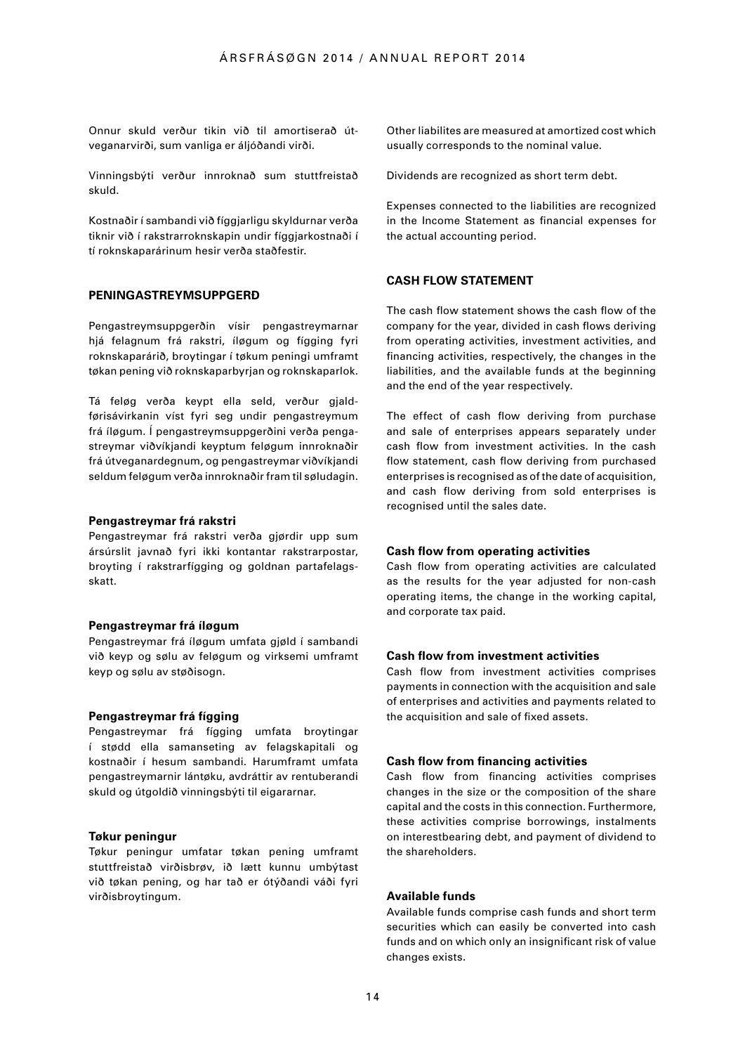Onnur skuld verður tikin við til amortiserað útveganarvirði, sum vanliga er áljóðandi virði.

Vinningsbýti verður innroknað sum stuttfreistað skuld.

Kostnaðir í sambandi við fíggjarligu skyldurnar verða tiknir við í rakstrarroknskapin undir fíggjarkostnaði í tí roknskaparárinum hesir verða staðfestir.

## PENINGASTREYMSUPPGERÐ

Pengastreymsuppgerðin vísir pengastreymarnar hjá felagnum frá rakstri, íløgum og fígging fyri roknskaparárið, broytingar í tøkum peningi umframt tøkan pening við roknskaparbyrjan og roknskaparlok.

Tá feløg verða keypt ella seld, verður gjaldførisávirkanin víst fyri seg undir pengastreymum frá íløgum. Í pengastreymsuppgerðini verða pengastreymar viðvíkjandi keyptum feløgum innroknaðir frá útveganardegnum, og pengastreymar viðvíkjandi seldum feløgum verða innroknaðir fram til søludagin.

### Pengastreymar frá rakstri

Pengastreymar frá rakstri verða gjørdir upp sum ársúrslit javnað fyri ikki kontantar rakstrarpostar, broyting í rakstrarfígging og goldnan partafelagsskatt.

### Pengastreymar frá íløgum

Pengastreymar frá íløgum umfata gjøld í sambandi við keyp og sølu av feløgum og virksemi umframt keyp og sølu av støðisogn.

### Pengastreymar frá fígging

Pengastreymar frá fígging umfata broytingar í støddd ella samanseting av felagskapitali og kostnaðir í hesum sambandi. Harumframt umfata pengastreymarnir lántøku, avdráttir av rentuberandi skuld og útgoldið vinningsbýti til eigararnar.

### Tøkur peningur

Tøkur peningur umfatar tøkan pening umframt stuttfreistað virðisbrøv, ið lætt kunnu umbýtast við tøkan pening, og har tað er ótýðandi váði fyri virðisbroytingum.

Other liabilites are measured at amortized cost which usually corresponds to the nominal value.

Dividends are recognized as short term debt.

Expenses connected to the liabilities are recognized in the Income Statement as financial expenses for the actual accounting period.

## CASH FLOW STATEMENT

The cash flow statement shows the cash flow of the company for the year, divided in cash flows deriving from operating activities, investment activities, and financing activities, respectively, the changes in the liabilities, and the available funds at the beginning and the end of the year respectively.

The effect of cash flow deriving from purchase and sale of enterprises appears separately under cash flow from investment activities. In the cash flow statement, cash flow deriving from purchased enterprises is recognised as of the date of acquisition, and cash flow deriving from sold enterprises is recognised until the sales date.

### Cash flow from operating activities

Cash flow from operating activities are calculated as the results for the year adjusted for non-cash operating items, the change in the working capital, and corporate tax paid.

### Cash flow from investment activities

Cash flow from investment activities comprises payments in connection with the acquisition and sale of enterprises and activities and payments related to the acquisition and sale of fixed assets.

### Cash flow from financing activities

Cash flow from financing activities comprises changes in the size or the composition of the share capital and the costs in this connection. Furthermore, these activities comprise borrowings, instalments on interestbearing debt, and payment of dividend to the shareholders.

### Available funds

Available funds comprise cash funds and short term securities which can easily be converted into cash funds and on which only an insignificant risk of value changes exists.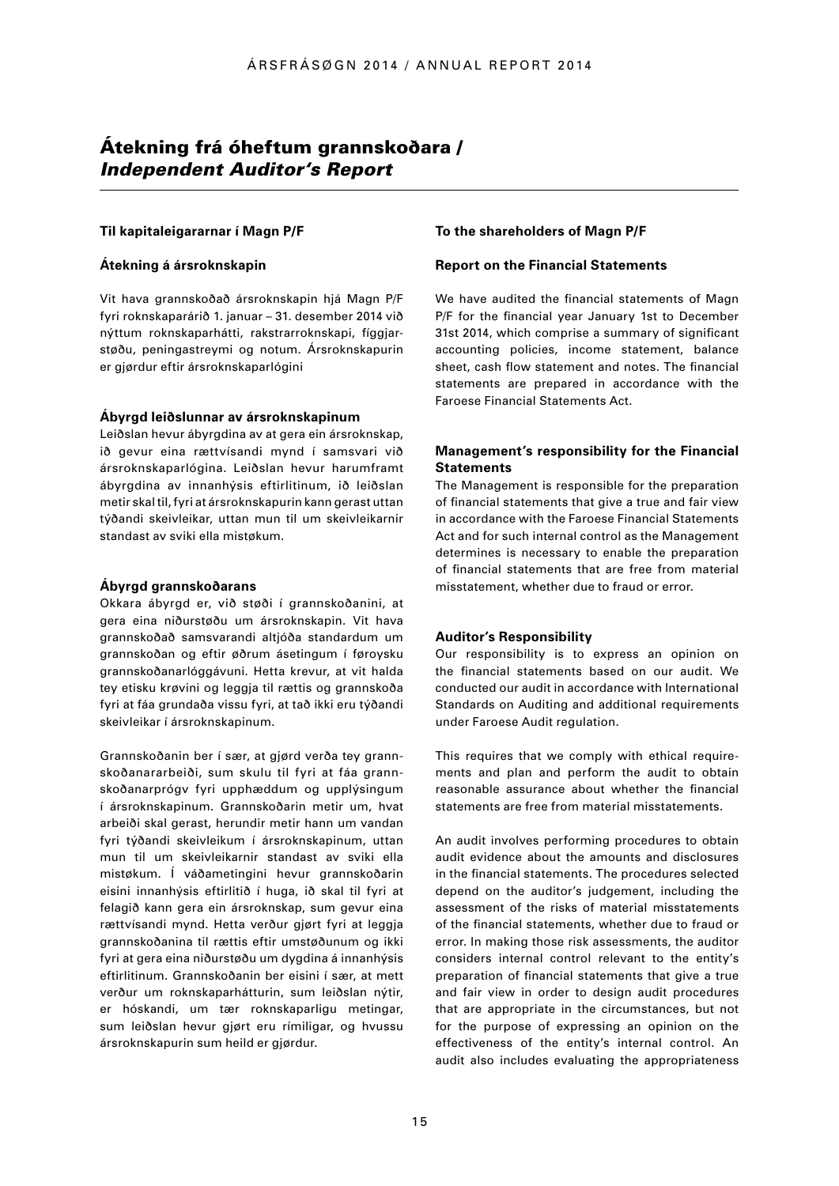# Átekning frá óheftum grannskoðara / *Independent Auditor's Report*

**Til kapitaleigararnar í Magn P/F**

**Átekning á ársroknskapin**

Vit hava grannskoðað ársroknskapin hjá Magn P/F fyri roknskaparárið 1. januar – 31. desember 2014 við nýttum roknskaparhátti, rakstrarroknskapi, fíggjarstøðu, peningastreymi og notum. Ársroknskapurin er gjørdur eftir ársroknskaparlógini

**Ábyrgd leiðslunnar av ársroknskapinum**

Leiðslan hevur ábyrgdina av at gera ein ársroknskap, ið gevur eina rættvísandi mynd í samsvari við ársroknskaparlógina. Leiðslan hevur harumframt ábyrgdina av innanhýsis eftirlitinum, ið leiðslan metir skal til, fyri at ársroknskapurin kann gerast uttan týðandi skeivleikar, uttan mun til um skeivleikarnir standast av sviki ella mistøkum.

**Ábyrgd grannskoðarans**

Okkara ábyrgd er, við støði í grannskoðanini, at gera eina niðurstøðu um ársroknskapin. Vit hava grannskoðað samsvarandi altjóða standardum um grannskoðan og eftir øðrum ásetingum í føroysku grannskoðanarlóggávuni. Hetta krevur, at vit halda tey etisku krøvini og leggja til rættis og grannskoða fyri at fáa grundaða vissu fyri, at tað ikki eru týðandi skeivleikar í ársroknskapinum.

Grannskoðanin ber í sær, at gjørd verða tey grannskoðanararbeiði, sum skulu til fyri at fáa grannskoðanarprógv fyri upphæddum og upplýsingum í ársroknskapinum. Grannskoðarin metir um, hvat arbeiði skal gerast, herundir metir hann um vandan fyri týðandi skeivleikum í ársroknskapinum, uttan mun til um skeivleikarnir standast av sviki ella mistøkum. Í váðametingini hevur grannskoðarin eisini innanhýsis eftirlitið í huga, ið skal til fyri at felagið kann gera ein ársroknskap, sum gevur eina rættvísandi mynd. Hetta verður gjørt fyri at leggja grannskoðanina til rættis eftir umstøðunum og ikki fyri at gera eina niðurstøðu um dygdina á innanhýsis eftirlitinum. Grannskoðanin ber eisini í sær, at mett verður um roknskaparhátturin, sum leiðslan nýtir, er hóskandi, um tær roknskaparligu metingar, sum leiðslan hevur gjørt eru rímiligar, og hvussu ársroknskapurin sum heild er gjørdur.

**To the shareholders of Magn P/F**

**Report on the Financial Statements**

We have audited the financial statements of Magn P/F for the financial year January 1st to December 31st 2014, which comprise a summary of significant accounting policies, income statement, balance sheet, cash flow statement and notes. The financial statements are prepared in accordance with the Faroese Financial Statements Act.

**Management's responsibility for the Financial Statements**

The Management is responsible for the preparation of financial statements that give a true and fair view in accordance with the Faroese Financial Statements Act and for such internal control as the Management determines is necessary to enable the preparation of financial statements that are free from material misstatement, whether due to fraud or error.

**Auditor's Responsibility**

Our responsibility is to express an opinion on the financial statements based on our audit. We conducted our audit in accordance with International Standards on Auditing and additional requirements under Faroese Audit regulation.

This requires that we comply with ethical requirements and plan and perform the audit to obtain reasonable assurance about whether the financial statements are free from material misstatements.

An audit involves performing procedures to obtain audit evidence about the amounts and disclosures in the financial statements. The procedures selected depend on the auditor's judgement, including the assessment of the risks of material misstatements of the financial statements, whether due to fraud or error. In making those risk assessments, the auditor considers internal control relevant to the entity's preparation of financial statements that give a true and fair view in order to design audit procedures that are appropriate in the circumstances, but not for the purpose of expressing an opinion on the effectiveness of the entity's internal control. An audit also includes evaluating the appropriateness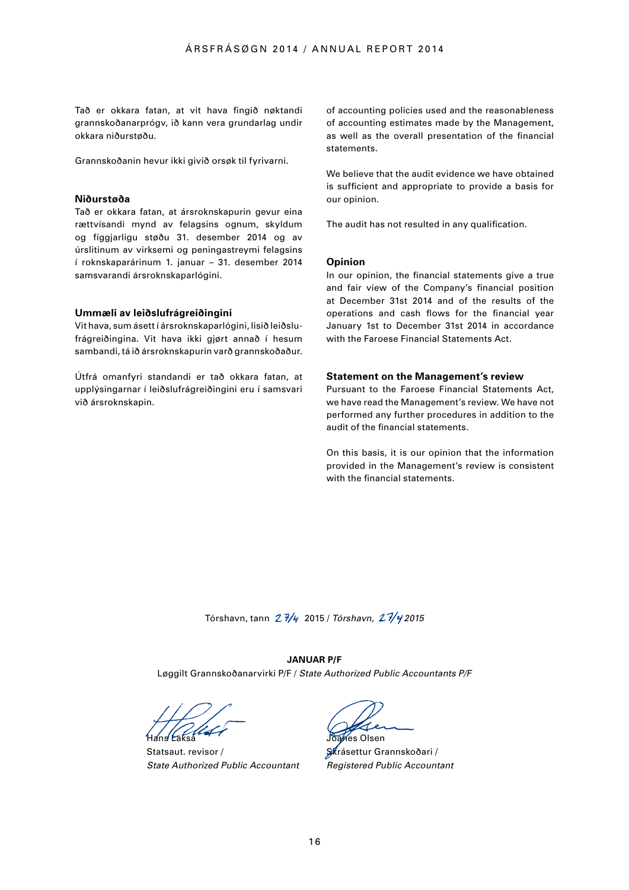Tað er okkara fatan, at vit hava fingið nøktandi grannskoðanarprógv, ið kann vera grundarlag undir okkara niðurstøðu.

Grannskoðanin hevur ikki givið orsøk til fyrivarni.

**Niðurstøða**

Tað er okkara fatan, at ársroknskapurin gevur eina rættvísandi mynd av felagsins ognum, skyldum og fíggjarligu støðu 31. desember 2014 og av úrslitinum av virksemi og peningastreymi felagsins í roknskaparárinum 1. januar – 31. desember 2014 samsvarandi ársroknskaparlógini.

**Ummæli av leiðslufrágreiðingini**

Vit hava, sum ásett í ársroknskaparlógini, lisið leiðslufrágreiðingina. Vit hava ikki gjørt annað í hesum sambandi, tá ið ársroknskapurin varð grannskoðaður.

Útfrá omanfyri standandi er tað okkara fatan, at upplýsingarnar í leiðslufrágreiðingini eru í samsvari við ársroknskapin.

of accounting policies used and the reasonableness of accounting estimates made by the Management, as well as the overall presentation of the financial statements.

We believe that the audit evidence we have obtained is sufficient and appropriate to provide a basis for our opinion.

The audit has not resulted in any qualification.

**Opinion**

In our opinion, the financial statements give a true and fair view of the Company's financial position at December 31st 2014 and of the results of the operations and cash flows for the financial year January 1st to December 31st 2014 in accordance with the Faroese Financial Statements Act.

**Statement on the Management's review**

Pursuant to the Faroese Financial Statements Act, we have read the Management's review. We have not performed any further procedures in addition to the audit of the financial statements.

On this basis, it is our opinion that the information provided in the Management's review is consistent with the financial statements.

Tórshavn, tann 27/4 2015 / *Tórshavn, 27/4 2015*

**JANUAR P/F**

Løggilt Grannskoðanarvirki P/F / *State Authorized Public Accountants P/F*

Hans Laksá
Statsaut. revisor /
*State Authorized Public Accountant*

Jóanes Olsen
Skrásettur Grannskoðari /
*Registered Public Accountant*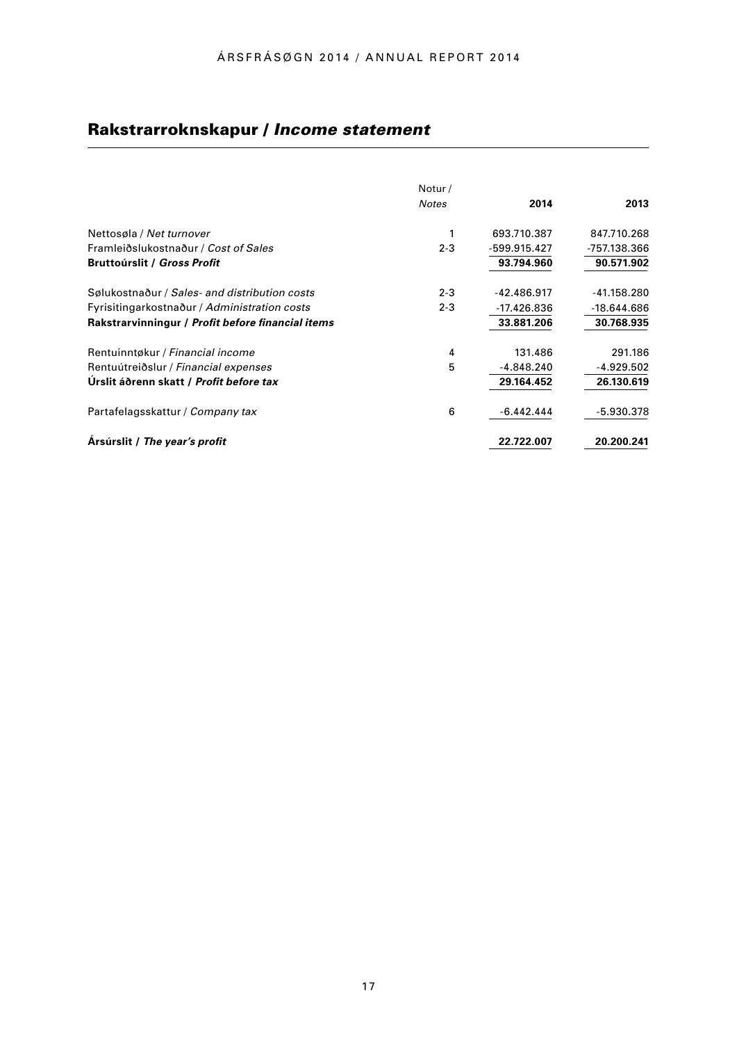## Rakstrarroknskapur / *Income statement*

| | Notur / *Notes* | 2014 | 2013 |
|---|---|---|---|
| Nettosøla / *Net turnover* | 1 | 693.710.387 | 847.710.268 |
| Framleiðslukostnaður / *Cost of Sales* | 2-3 | -599.915.427 | -757.138.366 |
| **Bruttoúrslit / *Gross Profit*** | | **93.794.960** | **90.571.902** |
| Sølukostnaður / *Sales- and distribution costs* | 2-3 | -42.486.917 | -41.158.280 |
| Fyrisitingarkostnaður / *Administration costs* | 2-3 | -17.426.836 | -18.644.686 |
| **Rakstrarvinningur / *Profit before financial items*** | | **33.881.206** | **30.768.935** |
| Rentuinntøkur / *Financial income* | 4 | 131.486 | 291.186 |
| Rentuútreiðslur / *Financial expenses* | 5 | -4.848.240 | -4.929.502 |
| **Úrslit áðrenn skatt / *Profit before tax*** | | **29.164.452** | **26.130.619** |
| Partafelagsskattur / *Company tax* | 6 | -6.442.444 | -5.930.378 |
| **Ársúrslit / *The year's profit*** | | **22.722.007** | **20.200.241** |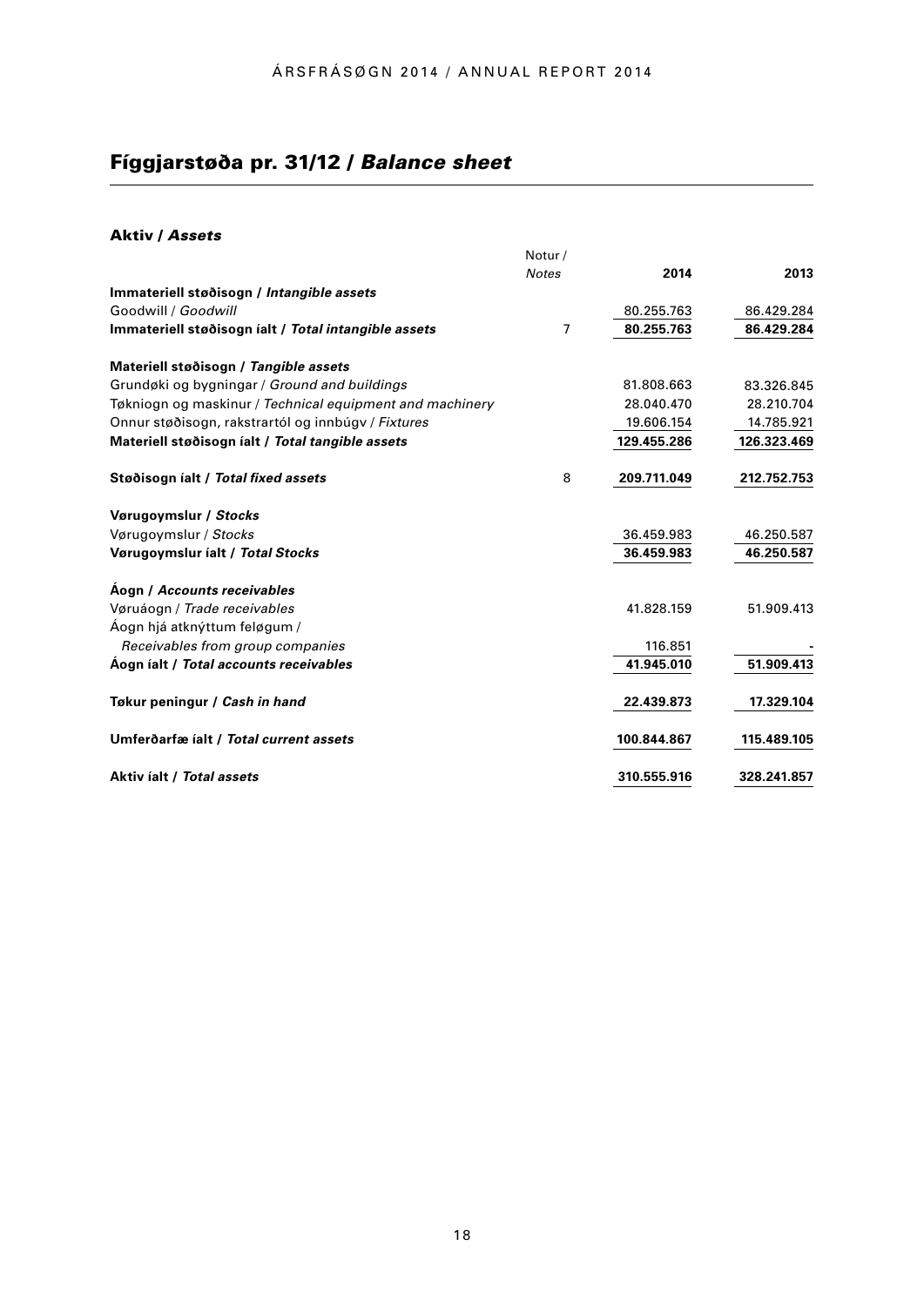# Fíggjarstøða pr. 31/12 / *Balance sheet*

## Aktiv / *Assets*

| | Notur / *Notes* | 2014 | 2013 |
|---|---|---|---|
| **Immateriell støðisogn / *Intangible assets*** | | | |
| Goodwill / *Goodwill* | | 80.255.763 | 86.429.284 |
| **Immateriell støðisogn íalt / *Total intangible assets*** | 7 | **80.255.763** | **86.429.284** |
| | | | |
| **Materiell støðisogn / *Tangible assets*** | | | |
| Grundøki og bygningar / *Ground and buildings* | | 81.808.663 | 83.326.845 |
| Tøkniogn og maskinur / *Technical equipment and machinery* | | 28.040.470 | 28.210.704 |
| Onnur støðisogn, rakstrartól og innbúgv / *Fixtures* | | 19.606.154 | 14.785.921 |
| **Materiell støðisogn íalt / *Total tangible assets*** | | **129.455.286** | **126.323.469** |
| | | | |
| **Støðisogn íalt / *Total fixed assets*** | 8 | **209.711.049** | **212.752.753** |
| | | | |
| **Vørugoymslur / *Stocks*** | | | |
| Vørugoymslur / *Stocks* | | 36.459.983 | 46.250.587 |
| **Vørugoymslur íalt / *Total Stocks*** | | **36.459.983** | **46.250.587** |
| | | | |
| **Áogn / *Accounts receivables*** | | | |
| Vøruáogn / *Trade receivables* | | 41.828.159 | 51.909.413 |
| Áogn hjá atknýttum feløgum / *Receivables from group companies* | | 116.851 | - |
| **Áogn íalt / *Total accounts receivables*** | | **41.945.010** | **51.909.413** |
| | | | |
| **Tøkur peningur / *Cash in hand*** | | **22.439.873** | **17.329.104** |
| | | | |
| **Umferðarfæ íalt / *Total current assets*** | | **100.844.867** | **115.489.105** |
| | | | |
| **Aktiv íalt / *Total assets*** | | **310.555.916** | **328.241.857** |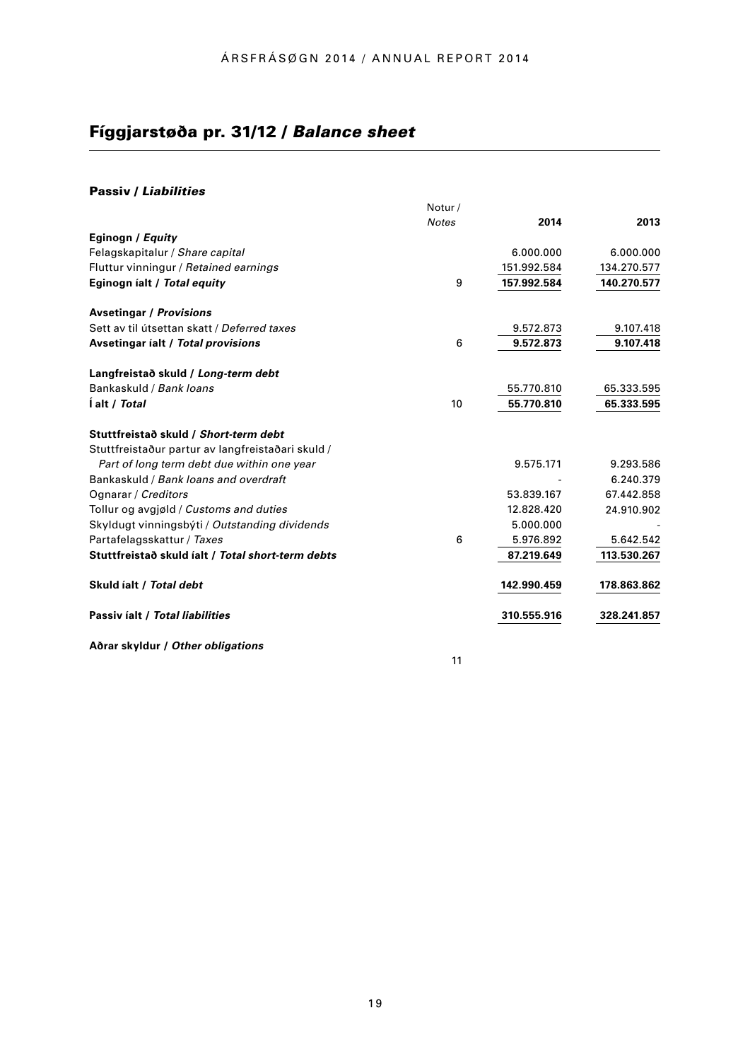## Fíggjarstøða pr. 31/12 / *Balance sheet*

### Passiv / *Liabilities*

| | Notur / *Notes* | 2014 | 2013 |
|---|---|---|---|
| **Eginogn / *Equity*** | | | |
| Felagskapitalur / *Share capital* | | 6.000.000 | 6.000.000 |
| Fluttur vinningur / *Retained earnings* | | 151.992.584 | 134.270.577 |
| **Eginogn íalt / *Total equity*** | 9 | **157.992.584** | **140.270.577** |
| | | | |
| **Avsetingar / *Provisions*** | | | |
| Sett av til útsettan skatt / *Deferred taxes* | | 9.572.873 | 9.107.418 |
| **Avsetingar íalt / *Total provisions*** | 6 | **9.572.873** | **9.107.418** |
| | | | |
| **Langfreistað skuld / *Long-term debt*** | | | |
| Bankaskuld / *Bank loans* | | 55.770.810 | 65.333.595 |
| **Í alt / *Total*** | 10 | **55.770.810** | **65.333.595** |
| | | | |
| **Stuttfreistað skuld / *Short-term debt*** | | | |
| Stuttfreistaður partur av langfreistaðari skuld / *Part of long term debt due within one year* | | 9.575.171 | 9.293.586 |
| Bankaskuld / *Bank loans and overdraft* | | - | 6.240.379 |
| Ognarar / *Creditors* | | 53.839.167 | 67.442.858 |
| Tollur og avgjøld / *Customs and duties* | | 12.828.420 | 24.910.902 |
| Skyldugt vinningsbýti / *Outstanding dividends* | | 5.000.000 | - |
| Partafelagsskattur / *Taxes* | 6 | 5.976.892 | 5.642.542 |
| **Stuttfreistað skuld íalt / *Total short-term debts*** | | **87.219.649** | **113.530.267** |
| | | | |
| **Skuld íalt / *Total debt*** | | **142.990.459** | **178.863.862** |
| | | | |
| **Passiv íalt / *Total liabilities*** | | **310.555.916** | **328.241.857** |
| | | | |
| **Aðrar skyldur / *Other obligations*** | 11 | | |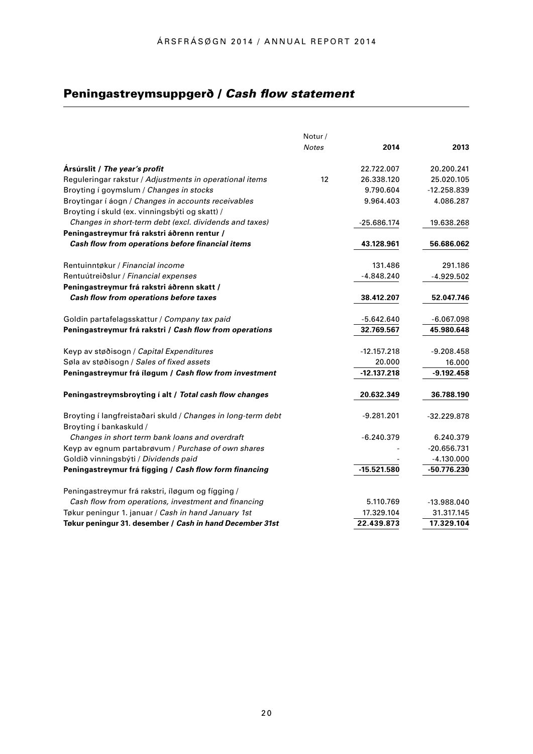## Peningastreymsuppgerð / *Cash flow statement*

| | Notur / *Notes* | 2014 | 2013 |
|---|---|---|---|
| **Ársúrslit / *The year's profit*** | | 22.722.007 | 20.200.241 |
| Reguleringar rakstur / *Adjustments in operational items* | 12 | 26.338.120 | 25.020.105 |
| Broyting í goymslum / *Changes in stocks* | | 9.790.604 | -12.258.839 |
| Broytingar í áogn / *Changes in accounts receivables* | | 9.964.403 | 4.086.287 |
| Broyting í skuld (ex. vinningsbýti og skatt) / *Changes in short-term debt (excl. dividends and taxes)* | | -25.686.174 | 19.638.268 |
| **Peningastreymur frá rakstri áðrenn rentur / *Cash flow from operations before financial items*** | | **43.128.961** | **56.686.062** |
| Rentuinntøkur / *Financial income* | | 131.486 | 291.186 |
| Rentuútreiðslur / *Financial expenses* | | -4.848.240 | -4.929.502 |
| **Peningastreymur frá rakstri áðrenn skatt / *Cash flow from operations before taxes*** | | **38.412.207** | **52.047.746** |
| Goldin partafelagsskattur / *Company tax paid* | | -5.642.640 | -6.067.098 |
| **Peningastreymur frá rakstri / *Cash flow from operations*** | | **32.769.567** | **45.980.648** |
| Keyp av støðisogn / *Capital Expenditures* | | -12.157.218 | -9.208.458 |
| Søla av støðisogn / *Sales of fixed assets* | | 20.000 | 16.000 |
| **Peningastreymur frá íløgum / *Cash flow from investment*** | | **-12.137.218** | **-9.192.458** |
| **Peningastreymsbroyting í alt / *Total cash flow changes*** | | **20.632.349** | **36.788.190** |
| Broyting í langfreistaðari skuld / *Changes in long-term debt* | | -9.281.201 | -32.229.878 |
| Broyting í bankaskuld / *Changes in short term bank loans and overdraft* | | -6.240.379 | 6.240.379 |
| Keyp av egnum partabrøvum / *Purchase of own shares* | | - | -20.656.731 |
| Goldið vinningsbýti / *Dividends paid* | | - | -4.130.000 |
| **Peningastreymur frá fígging / *Cash flow form financing*** | | **-15.521.580** | **-50.776.230** |
| Peningastreymur frá rakstri, íløgum og fígging / *Cash flow from operations, investment and financing* | | 5.110.769 | -13.988.040 |
| Tøkur peningur 1. januar / *Cash in hand January 1st* | | 17.329.104 | 31.317.145 |
| **Tøkur peningur 31. desember / *Cash in hand December 31st*** | | **22.439.873** | **17.329.104** |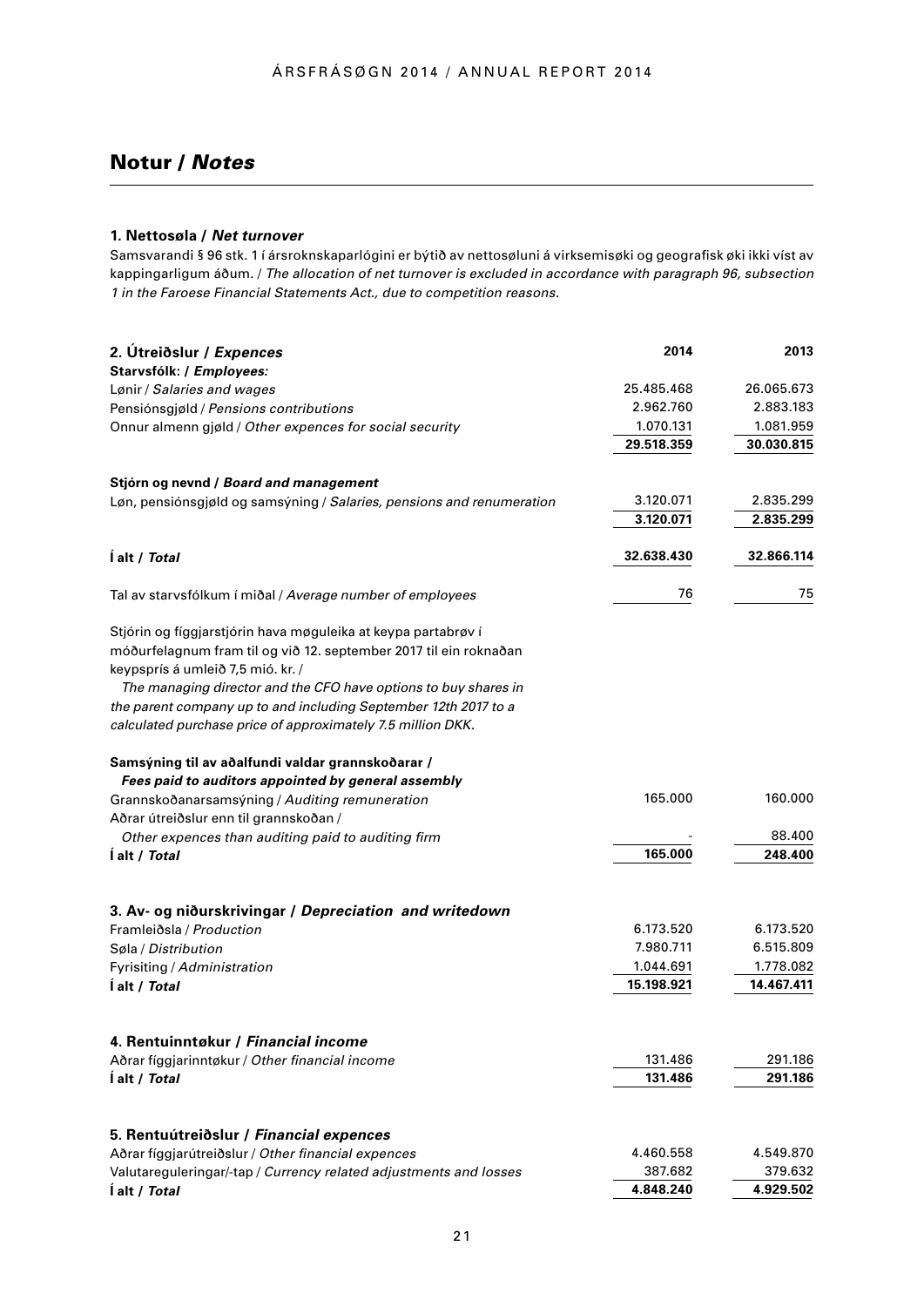## Notur / *Notes*

### 1. Nettosøla / *Net turnover*

Samsvarandi § 96 stk. 1 í ársroknskaparlógini er býtið av nettosøluni á virksemisøki og geografisk øki ikki víst av kappingarligum áðum. / *The allocation of net turnover is excluded in accordance with paragraph 96, subsection 1 in the Faroese Financial Statements Act., due to competition reasons.*

| **2. Útreiðslur / *Expences*** | **2014** | **2013** |
|---|---|---|
| **Starvsfólk: / *Employees:*** | | |
| Lønir / *Salaries and wages* | 25.485.468 | 26.065.673 |
| Pensiónsgjøld / *Pensions contributions* | 2.962.760 | 2.883.183 |
| Onnur almenn gjøld / *Other expences for social security* | 1.070.131 | 1.081.959 |
| | **29.518.359** | **30.030.815** |
| **Stjórn og nevnd / *Board and management*** | | |
| Løn, pensiónsgjøld og samsýning / *Salaries, pensions and renumeration* | 3.120.071 | 2.835.299 |
| | **3.120.071** | **2.835.299** |
| **Í alt / *Total*** | **32.638.430** | **32.866.114** |
| Tal av starvsfólkum í miðal / *Average number of employees* | 76 | 75 |

Stjórin og fíggjarstjórin hava møguleika at keypa partabrøv í móðurfelagnum fram til og við 12. september 2017 til ein roknaðan keypsprís á umleið 7,5 mió. kr. /
*The managing director and the CFO have options to buy shares in the parent company up to and including September 12th 2017 to a calculated purchase price of approximately 7.5 million DKK.*

| **Samsýning til av aðalfundi valdar grannskoðarar / *Fees paid to auditors appointed by general assembly*** | | |
|---|---|---|
| Grannskoðanarsamsýning / *Auditing remuneration* | 165.000 | 160.000 |
| Aðrar útreiðslur enn til grannskoðan / *Other expences than auditing paid to auditing firm* | - | 88.400 |
| **Í alt / *Total*** | **165.000** | **248.400** |

| **3. Av- og niðurskrivingar / *Depreciation and writedown*** | | |
|---|---|---|
| Framleiðsla / *Production* | 6.173.520 | 6.173.520 |
| Søla / *Distribution* | 7.980.711 | 6.515.809 |
| Fyrisiting / *Administration* | 1.044.691 | 1.778.082 |
| **Í alt / *Total*** | **15.198.921** | **14.467.411** |

| **4. Rentuinntøkur / *Financial income*** | | |
|---|---|---|
| Aðrar fíggjarinntøkur / *Other financial income* | 131.486 | 291.186 |
| **Í alt / *Total*** | **131.486** | **291.186** |

| **5. Rentuútreiðslur / *Financial expences*** | | |
|---|---|---|
| Aðrar fíggjarútreiðslur / *Other financial expences* | 4.460.558 | 4.549.870 |
| Valutareguleringar/-tap / *Currency related adjustments and losses* | 387.682 | 379.632 |
| **Í alt / *Total*** | **4.848.240** | **4.929.502** |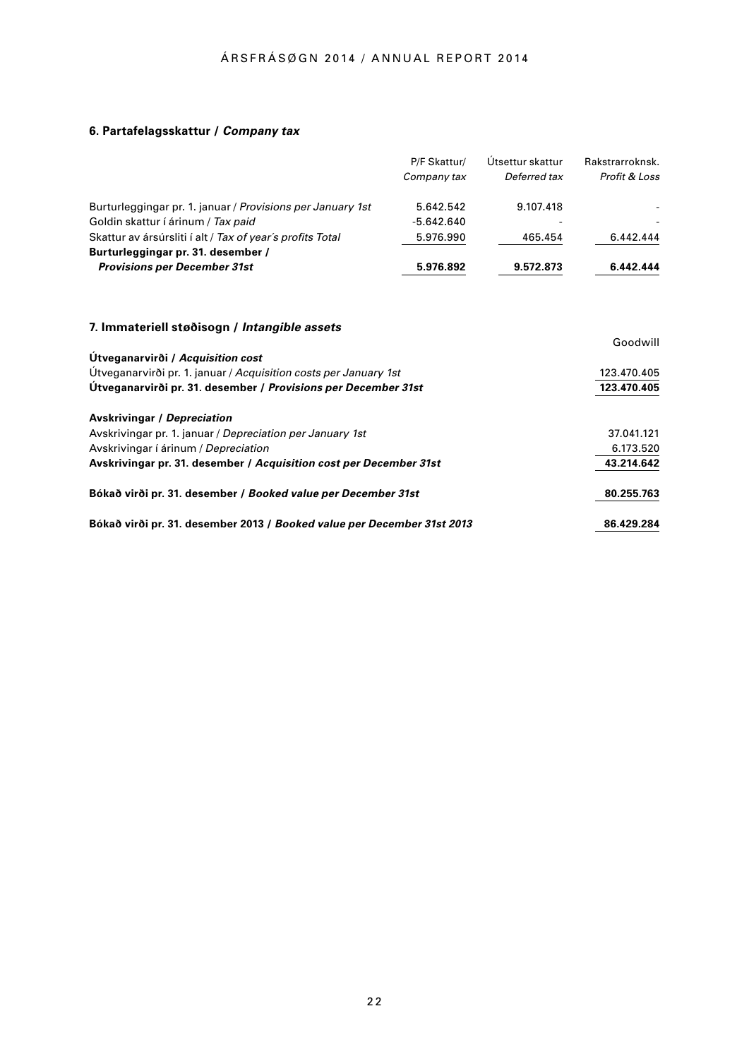## 6. Partafelagsskattur / *Company tax*

| | P/F Skattur/ *Company tax* | Útsettur skattur *Deferred tax* | Rakstrarroknsk. *Profit & Loss* |
|---|---|---|---|
| Burturleggingar pr. 1. januar / *Provisions per January 1st* | 5.642.542 | 9.107.418 | - |
| Goldin skattur í árinum / *Tax paid* | -5.642.640 | - | - |
| Skattur av ársúrsliti í alt / *Tax of year´s profits Total* | 5.976.990 | 465.454 | 6.442.444 |
| **Burturleggingar pr. 31. desember /** ***Provisions per December 31st*** | **5.976.892** | **9.572.873** | **6.442.444** |

## 7. Immateriell støðisogn / *Intangible assets*

| | Goodwill |
|---|---|
| **Útveganarvirði /** ***Acquisition cost*** | |
| Útveganarvirði pr. 1. januar / *Acquisition costs per January 1st* | 123.470.405 |
| **Útveganarvirði pr. 31. desember /** ***Provisions per December 31st*** | **123.470.405** |
| | |
| **Avskrivingar /** ***Depreciation*** | |
| Avskrivingar pr. 1. januar / *Depreciation per January 1st* | 37.041.121 |
| Avskrivingar í árinum / *Depreciation* | 6.173.520 |
| **Avskrivingar pr. 31. desember /** ***Acquisition cost per December 31st*** | **43.214.642** |
| | |
| **Bókað virði pr. 31. desember /** ***Booked value per December 31st*** | **80.255.763** |
| | |
| **Bókað virði pr. 31. desember 2013 /** ***Booked value per December 31st 2013*** | **86.429.284** |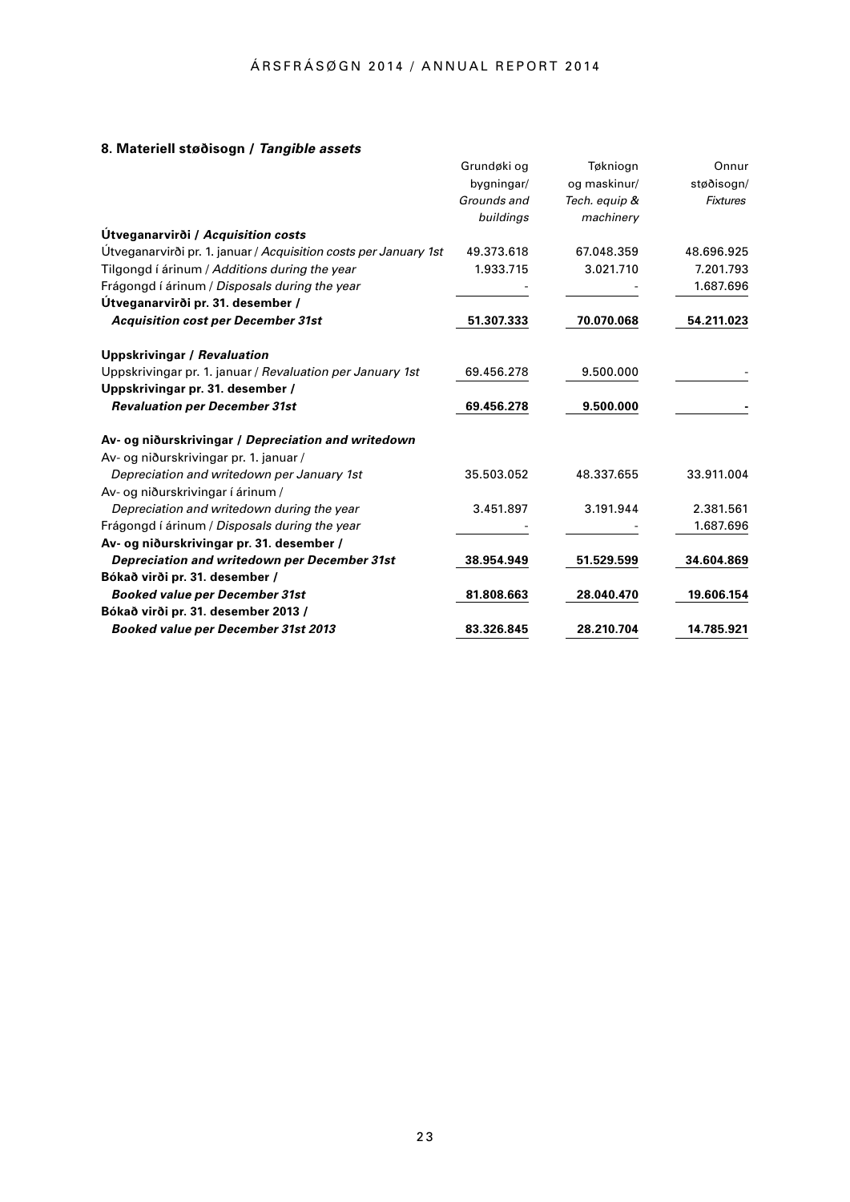## 8. Materiell støðisogn / *Tangible assets*

| | Grundøki og bygningar/ *Grounds and buildings* | Tøkniogn og maskinur/ *Tech. equip & machinery* | Onnur støðisogn/ *Fixtures* |
|---|---|---|---|
| **Útveganarvirði / *Acquisition costs*** | | | |
| Útveganarvirði pr. 1. januar / *Acquisition costs per January 1st* | 49.373.618 | 67.048.359 | 48.696.925 |
| Tilgongd í árinum / *Additions during the year* | 1.933.715 | 3.021.710 | 7.201.793 |
| Frágongd í árinum / *Disposals during the year* | - | - | 1.687.696 |
| **Útveganarvirði pr. 31. desember /** ***Acquisition cost per December 31st*** | **51.307.333** | **70.070.068** | **54.211.023** |
| **Uppskrivingar / *Revaluation*** | | | |
| Uppskrivingar pr. 1. januar / *Revaluation per January 1st* | 69.456.278 | 9.500.000 | - |
| **Uppskrivingar pr. 31. desember /** ***Revaluation per December 31st*** | **69.456.278** | **9.500.000** | **-** |
| **Av- og niðurskrivingar / *Depreciation and writedown*** | | | |
| Av- og niðurskrivingar pr. 1. januar / *Depreciation and writedown per January 1st* | 35.503.052 | 48.337.655 | 33.911.004 |
| Av- og niðurskrivingar í árinum / *Depreciation and writedown during the year* | 3.451.897 | 3.191.944 | 2.381.561 |
| Frágongd í árinum / *Disposals during the year* | - | - | 1.687.696 |
| **Av- og niðurskrivingar pr. 31. desember /** ***Depreciation and writedown per December 31st*** | **38.954.949** | **51.529.599** | **34.604.869** |
| **Bókað virði pr. 31. desember /** ***Booked value per December 31st*** | **81.808.663** | **28.040.470** | **19.606.154** |
| **Bókað virði pr. 31. desember 2013 /** ***Booked value per December 31st 2013*** | **83.326.845** | **28.210.704** | **14.785.921** |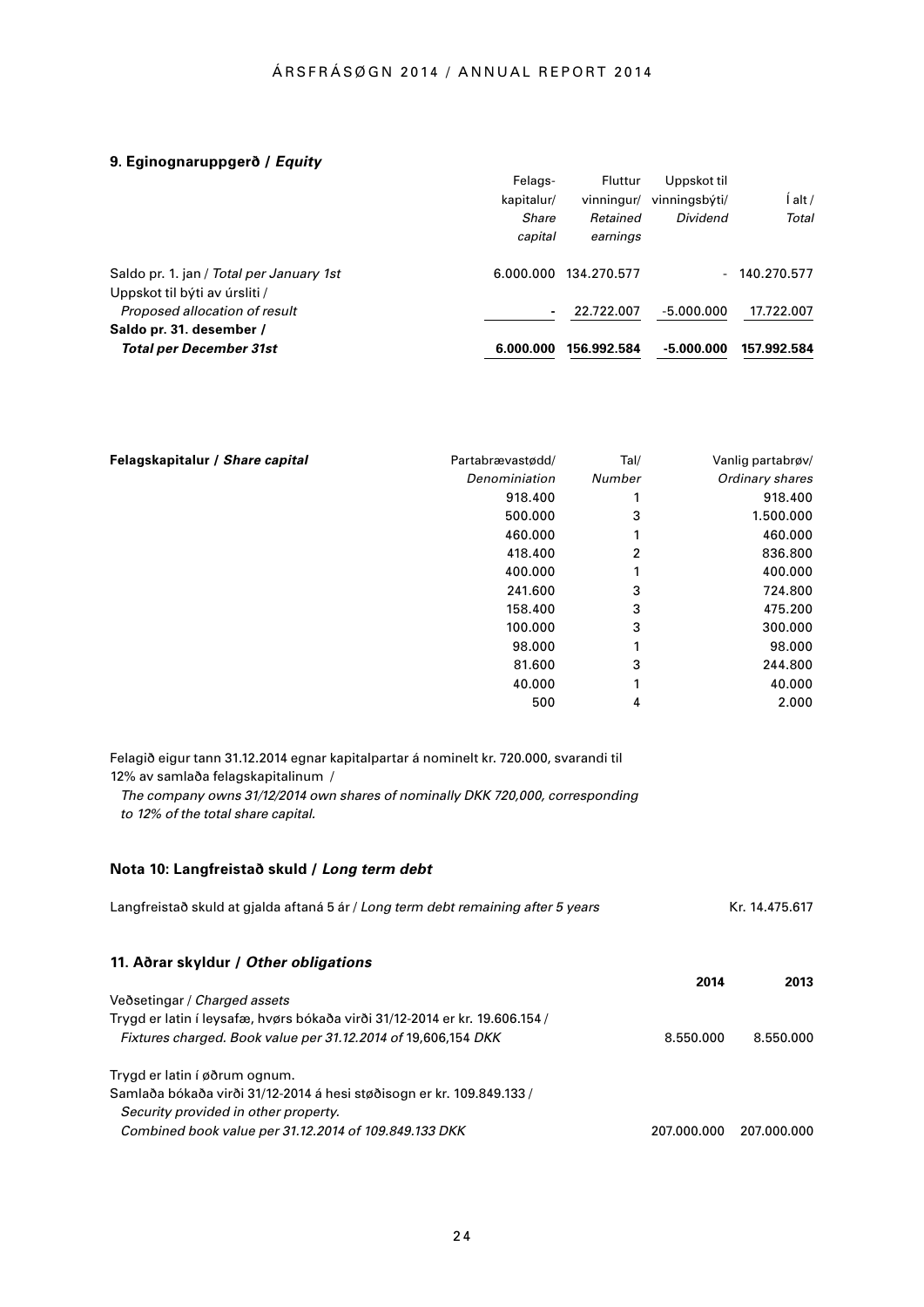## 9. Eginognaruppgerð / *Equity*

| | Felags-kapitalur/ *Share capital* | Fluttur vinningur/ *Retained earnings* | Uppskot til vinningsbýti/ *Dividend* | Í alt / *Total* |
|---|---|---|---|---|
| Saldo pr. 1. jan / *Total per January 1st* | 6.000.000 | 134.270.577 | - | 140.270.577 |
| Uppskot til býti av úrsliti / *Proposed allocation of result* | - | 22.722.007 | -5.000.000 | 17.722.007 |
| **Saldo pr. 31. desember /** ***Total per December 31st*** | **6.000.000** | **156.992.584** | **-5.000.000** | **157.992.584** |

| **Felagskapitalur / *Share capital*** | Partabrævastødd/ *Denominiation* | Tal/ *Number* | Vanlig partabrøv/ *Ordinary shares* |
|---|---|---|---|
| | 918.400 | 1 | 918.400 |
| | 500.000 | 3 | 1.500.000 |
| | 460.000 | 1 | 460.000 |
| | 418.400 | 2 | 836.800 |
| | 400.000 | 1 | 400.000 |
| | 241.600 | 3 | 724.800 |
| | 158.400 | 3 | 475.200 |
| | 100.000 | 3 | 300.000 |
| | 98.000 | 1 | 98.000 |
| | 81.600 | 3 | 244.800 |
| | 40.000 | 1 | 40.000 |
| | 500 | 4 | 2.000 |

Felagið eigur tann 31.12.2014 egnar kapitalpartar á nominelt kr. 720.000, svarandi til 12% av samlaða felagskapitalinum /
*The company owns 31/12/2014 own shares of nominally DKK 720,000, corresponding to 12% of the total share capital.*

## Nota 10: Langfreistað skuld / *Long term debt*

Langfreistað skuld at gjalda aftaná 5 ár / *Long term debt remaining after 5 years* — Kr. 14.475.617

## 11. Aðrar skyldur / *Other obligations*

| | **2014** | **2013** |
|---|---|---|
| Veðsetingar / *Charged assets* | | |
| Trygd er latin í leysafæ, hvørs bókaða virði 31/12-2014 er kr. 19.606.154 / *Fixtures charged. Book value per 31.12.2014 of 19,606,154 DKK* | 8.550.000 | 8.550.000 |
| Trygd er latin í øðrum ognum. Samlaða bókaða virði 31/12-2014 á hesi støðisogn er kr. 109.849.133 / *Security provided in other property. Combined book value per 31.12.2014 of 109.849.133 DKK* | 207.000.000 | 207.000.000 |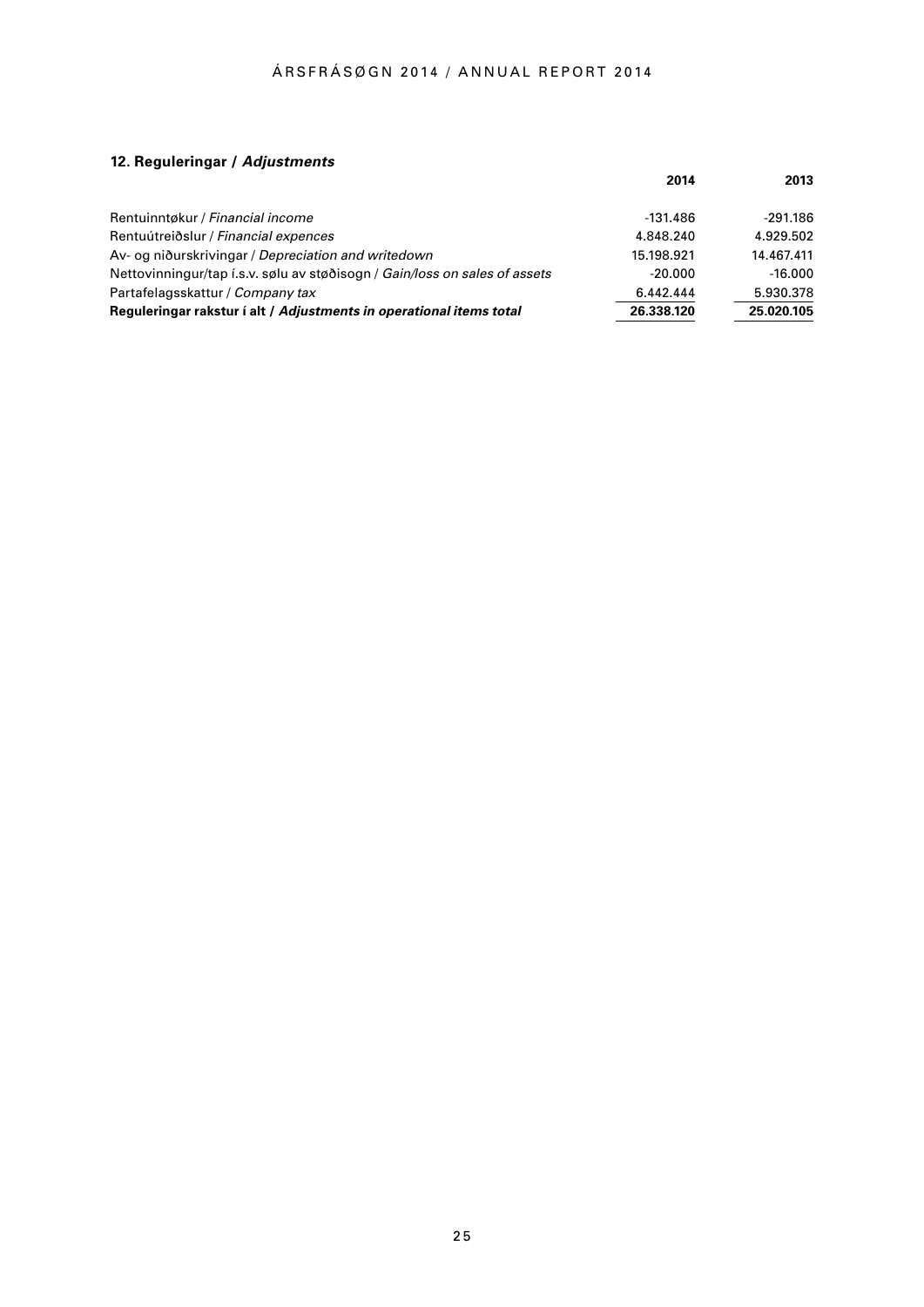## 12. Reguleringar / *Adjustments*

| | 2014 | 2013 |
|---|---|---|
| Rentuinntøkur / *Financial income* | -131.486 | -291.186 |
| Rentuútreiðslur / *Financial expences* | 4.848.240 | 4.929.502 |
| Av- og niðurskrivingar / *Depreciation and writedown* | 15.198.921 | 14.467.411 |
| Nettovinningur/tap í.s.v. sølu av støðisogn / *Gain/loss on sales of assets* | -20.000 | -16.000 |
| Partafelagsskattur / *Company tax* | 6.442.444 | 5.930.378 |
| **Reguleringar rakstur í alt / *Adjustments in operational items total*** | **26.338.120** | **25.020.105** |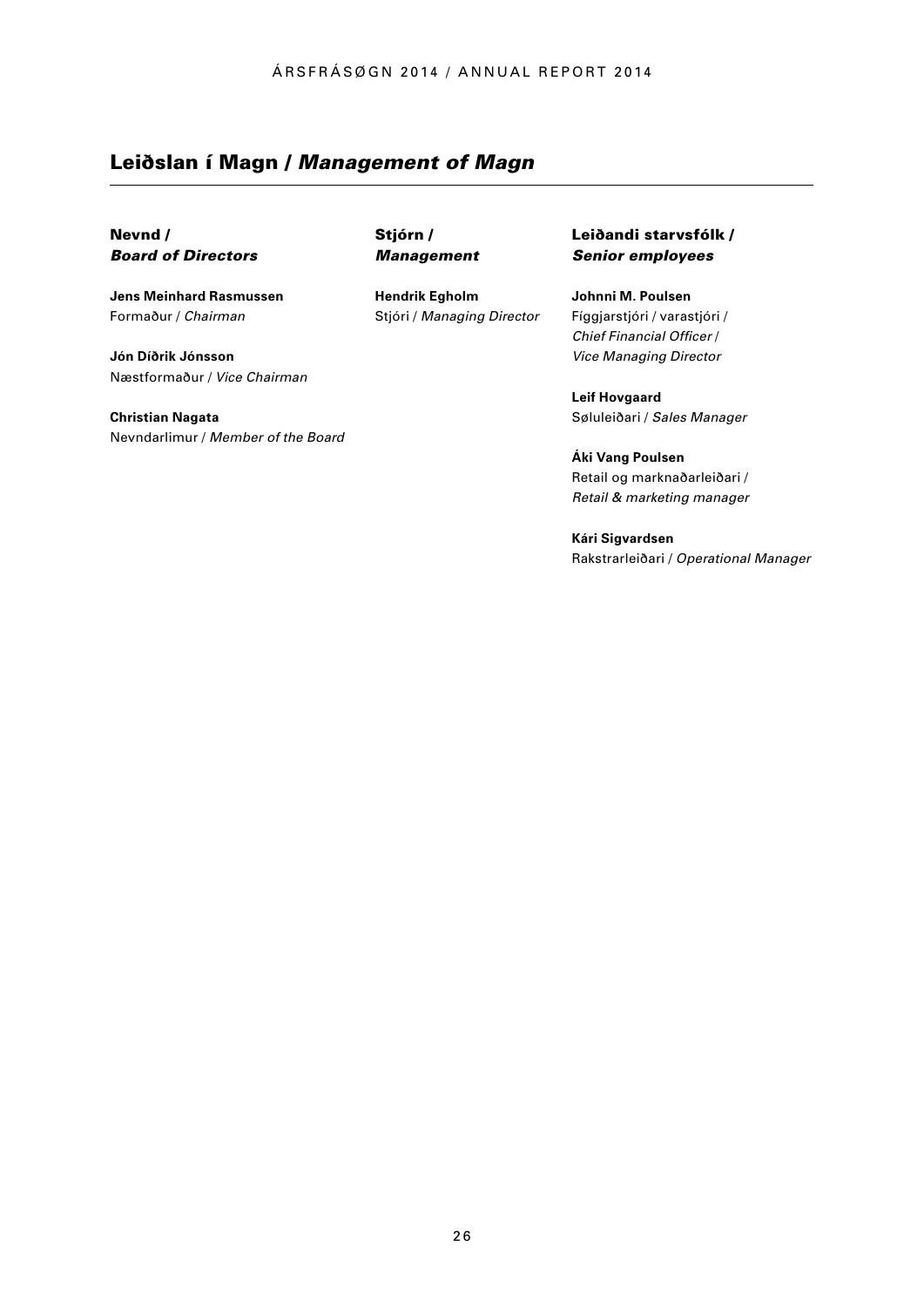## Leiðslan í Magn / *Management of Magn*

### Nevnd / *Board of Directors*

**Jens Meinhard Rasmussen**
Formaður / *Chairman*

**Jón Díðrik Jónsson**
Næstformaður / *Vice Chairman*

**Christian Nagata**
Nevndarlimur / *Member of the Board*

### Stjórn / *Management*

**Hendrik Egholm**
Stjóri / *Managing Director*

### Leiðandi starvsfólk / *Senior employees*

**Johnni M. Poulsen**
Fíggjarstjóri / varastjóri /
*Chief Financial Officer* /
*Vice Managing Director*

**Leif Hovgaard**
Søluleiðari / *Sales Manager*

**Áki Vang Poulsen**
Retail og marknaðarleiðari /
*Retail & marketing manager*

**Kári Sigvardsen**
Rakstrarleiðari / *Operational Manager*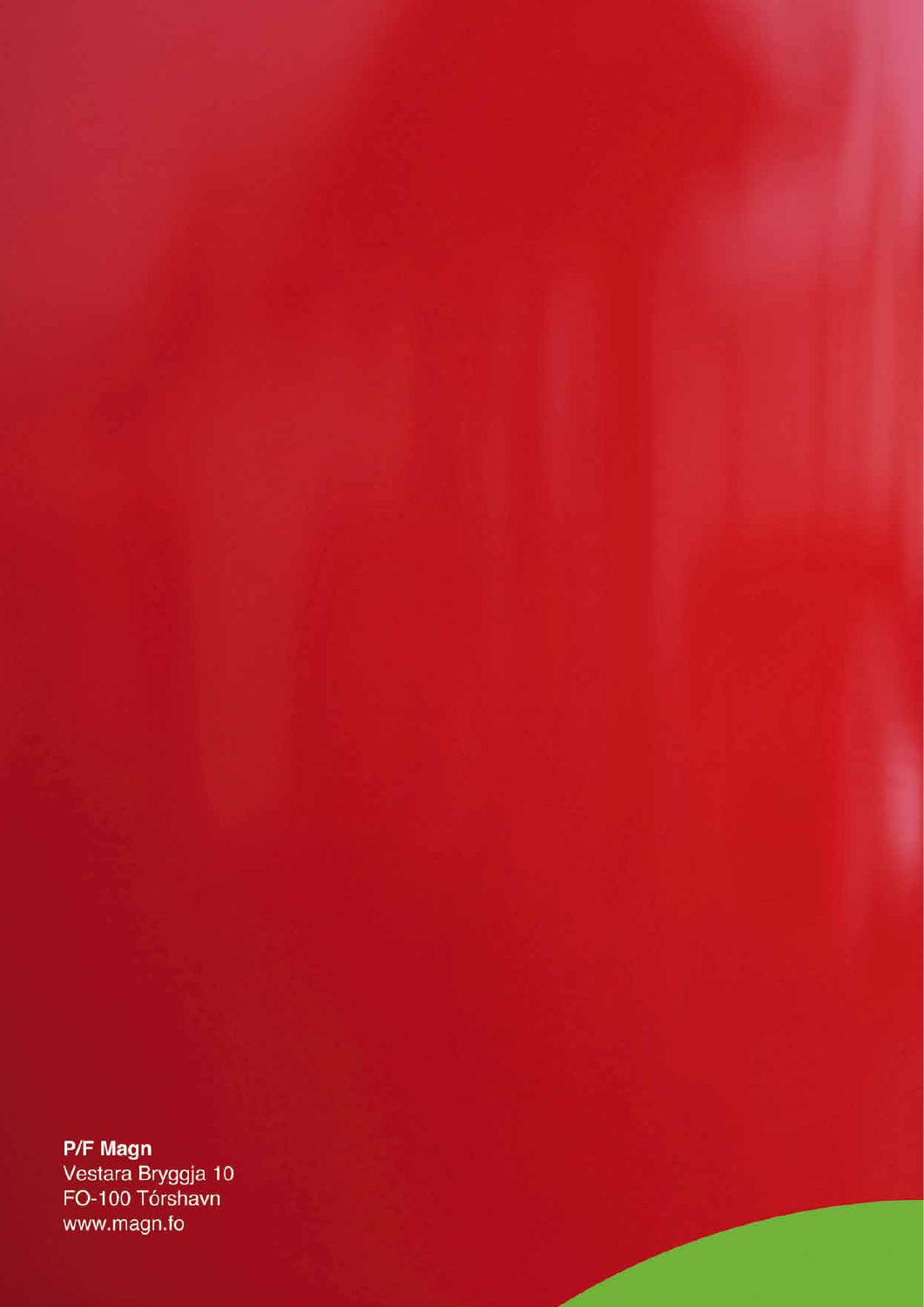**P/F Magn**
Vestara Bryggja 10
FO-100 Tórshavn
www.magn.fo